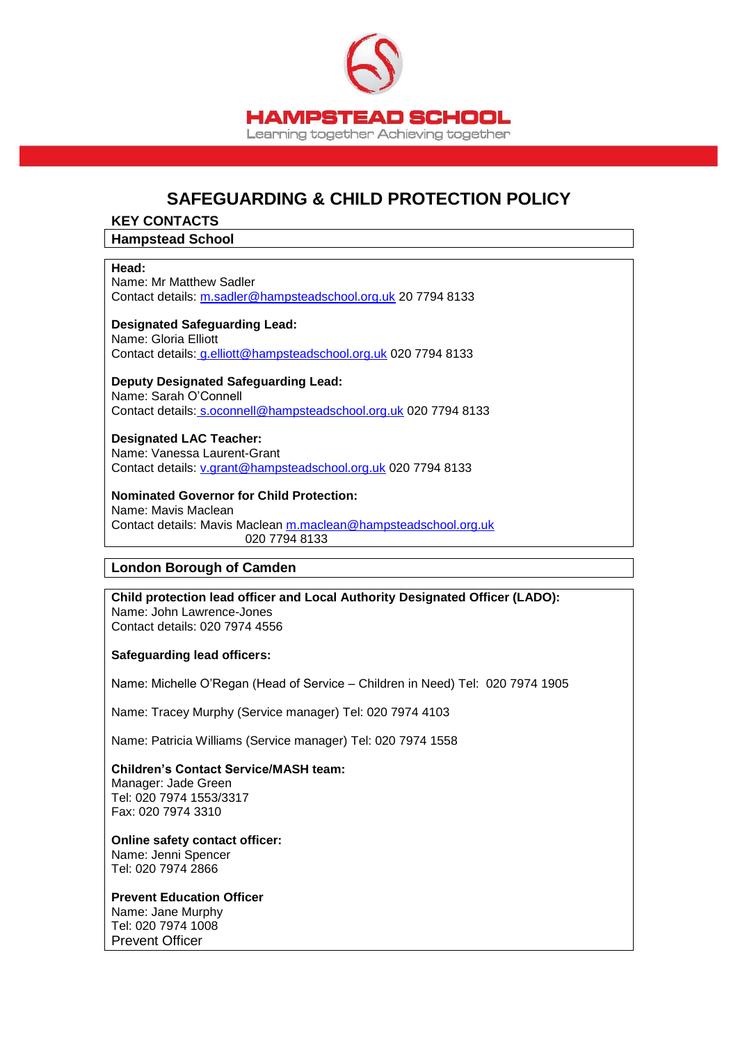HAMPSTEAD SCHOOL

Learning together Achieving together

# SAFEGUARDING & CHILD PROTECTION POLICY

## KEY CONTACTS

### Hampstead School

**Head:**
Name: Mr Matthew Sadler
Contact details: m.sadler@hampsteadschool.org.uk 20 7794 8133

**Designated Safeguarding Lead:**
Name: Gloria Elliott
Contact details: g.elliott@hampsteadschool.org.uk 020 7794 8133

**Deputy Designated Safeguarding Lead:**
Name: Sarah O'Connell
Contact details: s.oconnell@hampsteadschool.org.uk 020 7794 8133

**Designated LAC Teacher:**
Name: Vanessa Laurent-Grant
Contact details: v.grant@hampsteadschool.org.uk 020 7794 8133

**Nominated Governor for Child Protection:**
Name: Mavis Maclean
Contact details: Mavis Maclean m.maclean@hampsteadschool.org.uk
020 7794 8133

### London Borough of Camden

**Child protection lead officer and Local Authority Designated Officer (LADO):**
Name: John Lawrence-Jones
Contact details: 020 7974 4556

**Safeguarding lead officers:**

Name: Michelle O'Regan (Head of Service – Children in Need) Tel: 020 7974 1905

Name: Tracey Murphy (Service manager) Tel: 020 7974 4103

Name: Patricia Williams (Service manager) Tel: 020 7974 1558

**Children's Contact Service/MASH team:**
Manager: Jade Green
Tel: 020 7974 1553/3317
Fax: 020 7974 3310

**Online safety contact officer:**
Name: Jenni Spencer
Tel: 020 7974 2866

**Prevent Education Officer**
Name: Jane Murphy
Tel: 020 7974 1008
Prevent Officer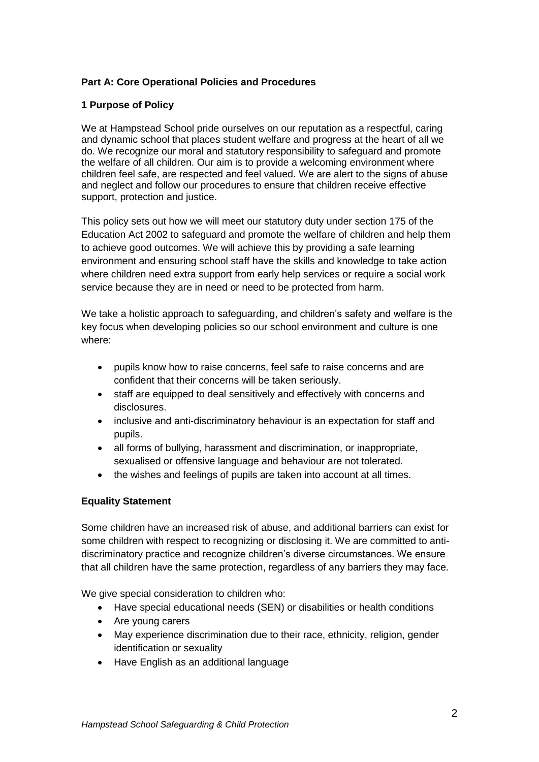**Part A: Core Operational Policies and Procedures**

**1 Purpose of Policy**

We at Hampstead School pride ourselves on our reputation as a respectful, caring and dynamic school that places student welfare and progress at the heart of all we do. We recognize our moral and statutory responsibility to safeguard and promote the welfare of all children. Our aim is to provide a welcoming environment where children feel safe, are respected and feel valued. We are alert to the signs of abuse and neglect and follow our procedures to ensure that children receive effective support, protection and justice.

This policy sets out how we will meet our statutory duty under section 175 of the Education Act 2002 to safeguard and promote the welfare of children and help them to achieve good outcomes. We will achieve this by providing a safe learning environment and ensuring school staff have the skills and knowledge to take action where children need extra support from early help services or require a social work service because they are in need or need to be protected from harm.

We take a holistic approach to safeguarding, and children's safety and welfare is the key focus when developing policies so our school environment and culture is one where:

- pupils know how to raise concerns, feel safe to raise concerns and are confident that their concerns will be taken seriously.
- staff are equipped to deal sensitively and effectively with concerns and disclosures.
- inclusive and anti-discriminatory behaviour is an expectation for staff and pupils.
- all forms of bullying, harassment and discrimination, or inappropriate, sexualised or offensive language and behaviour are not tolerated.
- the wishes and feelings of pupils are taken into account at all times.

**Equality Statement**

Some children have an increased risk of abuse, and additional barriers can exist for some children with respect to recognizing or disclosing it. We are committed to anti-discriminatory practice and recognize children's diverse circumstances. We ensure that all children have the same protection, regardless of any barriers they may face.

We give special consideration to children who:

- Have special educational needs (SEN) or disabilities or health conditions
- Are young carers
- May experience discrimination due to their race, ethnicity, religion, gender identification or sexuality
- Have English as an additional language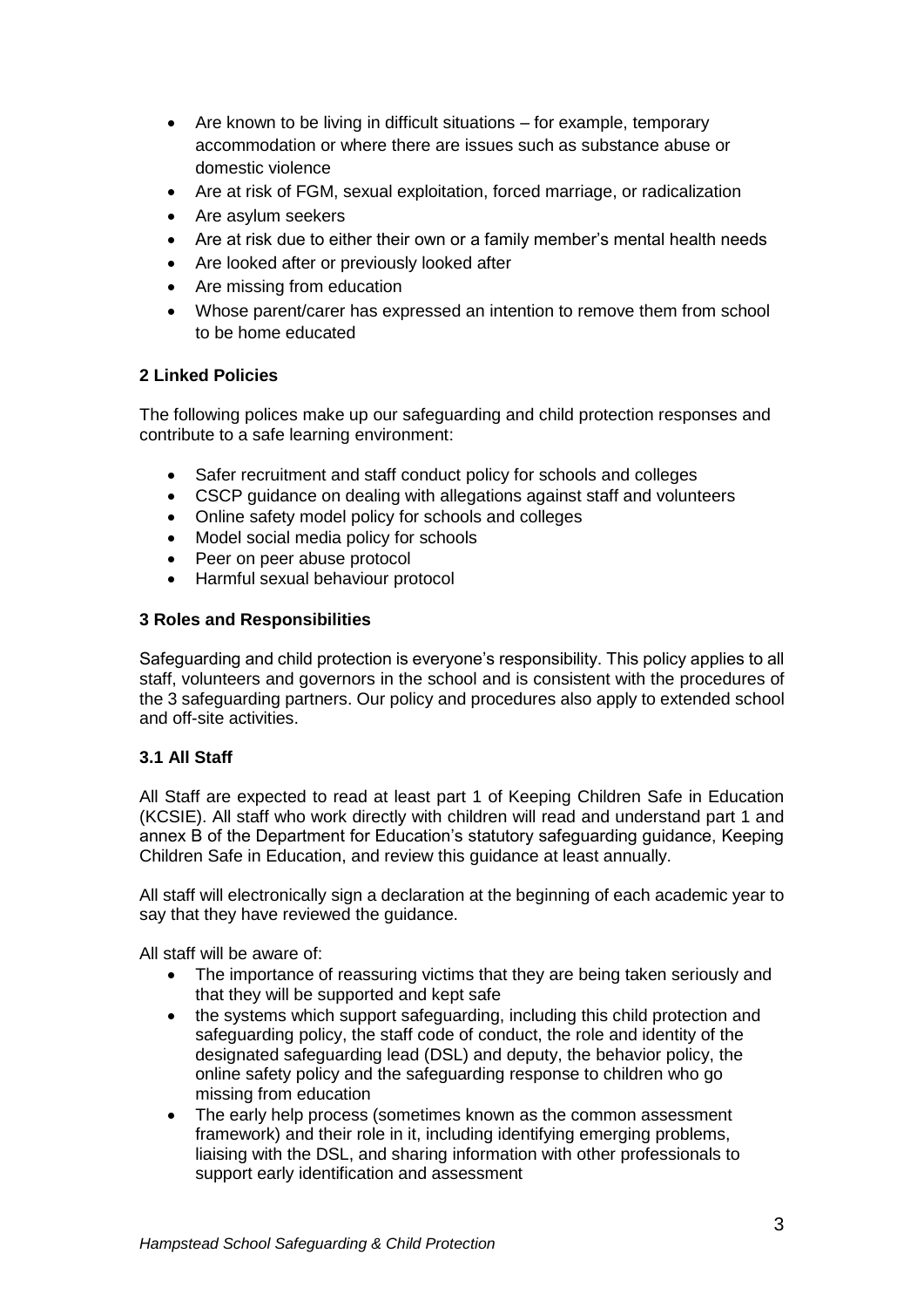- Are known to be living in difficult situations – for example, temporary accommodation or where there are issues such as substance abuse or domestic violence
- Are at risk of FGM, sexual exploitation, forced marriage, or radicalization
- Are asylum seekers
- Are at risk due to either their own or a family member's mental health needs
- Are looked after or previously looked after
- Are missing from education
- Whose parent/carer has expressed an intention to remove them from school to be home educated

## 2 Linked Policies

The following polices make up our safeguarding and child protection responses and contribute to a safe learning environment:

- Safer recruitment and staff conduct policy for schools and colleges
- CSCP guidance on dealing with allegations against staff and volunteers
- Online safety model policy for schools and colleges
- Model social media policy for schools
- Peer on peer abuse protocol
- Harmful sexual behaviour protocol

## 3 Roles and Responsibilities

Safeguarding and child protection is everyone's responsibility. This policy applies to all staff, volunteers and governors in the school and is consistent with the procedures of the 3 safeguarding partners. Our policy and procedures also apply to extended school and off-site activities.

### 3.1 All Staff

All Staff are expected to read at least part 1 of Keeping Children Safe in Education (KCSIE). All staff who work directly with children will read and understand part 1 and annex B of the Department for Education's statutory safeguarding guidance, Keeping Children Safe in Education, and review this guidance at least annually.

All staff will electronically sign a declaration at the beginning of each academic year to say that they have reviewed the guidance.

All staff will be aware of:

- The importance of reassuring victims that they are being taken seriously and that they will be supported and kept safe
- the systems which support safeguarding, including this child protection and safeguarding policy, the staff code of conduct, the role and identity of the designated safeguarding lead (DSL) and deputy, the behavior policy, the online safety policy and the safeguarding response to children who go missing from education
- The early help process (sometimes known as the common assessment framework) and their role in it, including identifying emerging problems, liaising with the DSL, and sharing information with other professionals to support early identification and assessment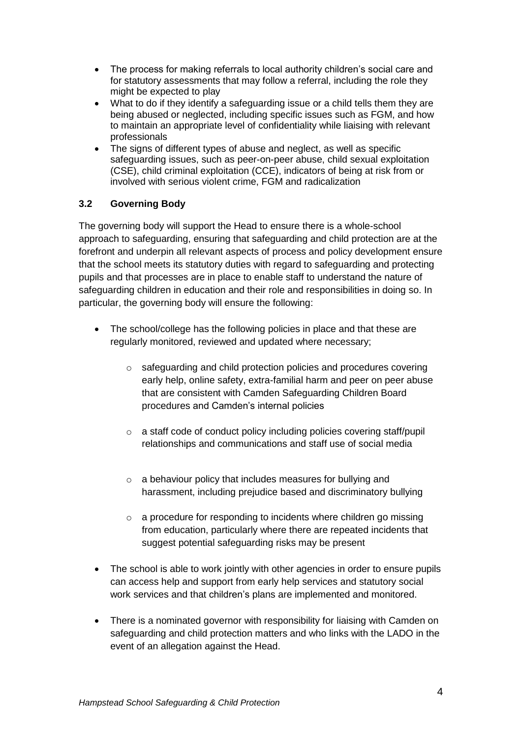- The process for making referrals to local authority children's social care and for statutory assessments that may follow a referral, including the role they might be expected to play
- What to do if they identify a safeguarding issue or a child tells them they are being abused or neglected, including specific issues such as FGM, and how to maintain an appropriate level of confidentiality while liaising with relevant professionals
- The signs of different types of abuse and neglect, as well as specific safeguarding issues, such as peer-on-peer abuse, child sexual exploitation (CSE), child criminal exploitation (CCE), indicators of being at risk from or involved with serious violent crime, FGM and radicalization

### 3.2 Governing Body

The governing body will support the Head to ensure there is a whole-school approach to safeguarding, ensuring that safeguarding and child protection are at the forefront and underpin all relevant aspects of process and policy development ensure that the school meets its statutory duties with regard to safeguarding and protecting pupils and that processes are in place to enable staff to understand the nature of safeguarding children in education and their role and responsibilities in doing so. In particular, the governing body will ensure the following:

- The school/college has the following policies in place and that these are regularly monitored, reviewed and updated where necessary;
  - safeguarding and child protection policies and procedures covering early help, online safety, extra-familial harm and peer on peer abuse that are consistent with Camden Safeguarding Children Board procedures and Camden's internal policies
  - a staff code of conduct policy including policies covering staff/pupil relationships and communications and staff use of social media
  - a behaviour policy that includes measures for bullying and harassment, including prejudice based and discriminatory bullying
  - a procedure for responding to incidents where children go missing from education, particularly where there are repeated incidents that suggest potential safeguarding risks may be present
- The school is able to work jointly with other agencies in order to ensure pupils can access help and support from early help services and statutory social work services and that children's plans are implemented and monitored.
- There is a nominated governor with responsibility for liaising with Camden on safeguarding and child protection matters and who links with the LADO in the event of an allegation against the Head.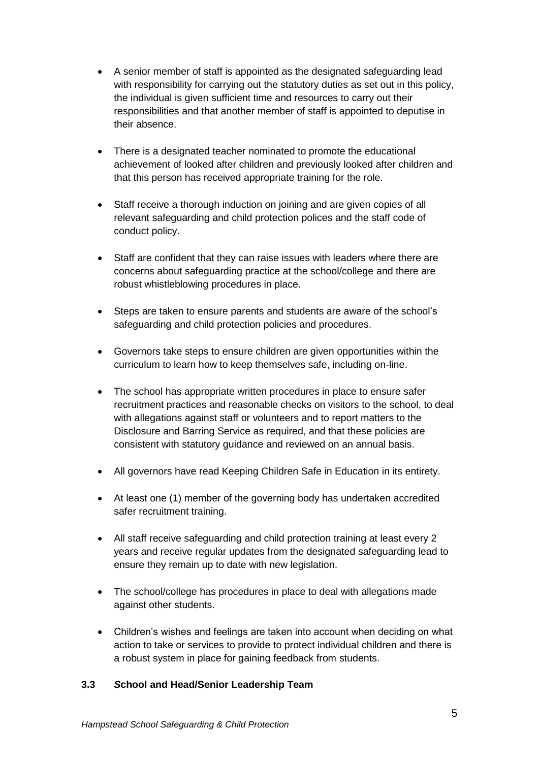- A senior member of staff is appointed as the designated safeguarding lead with responsibility for carrying out the statutory duties as set out in this policy, the individual is given sufficient time and resources to carry out their responsibilities and that another member of staff is appointed to deputise in their absence.

- There is a designated teacher nominated to promote the educational achievement of looked after children and previously looked after children and that this person has received appropriate training for the role.

- Staff receive a thorough induction on joining and are given copies of all relevant safeguarding and child protection polices and the staff code of conduct policy.

- Staff are confident that they can raise issues with leaders where there are concerns about safeguarding practice at the school/college and there are robust whistleblowing procedures in place.

- Steps are taken to ensure parents and students are aware of the school's safeguarding and child protection policies and procedures.

- Governors take steps to ensure children are given opportunities within the curriculum to learn how to keep themselves safe, including on-line.

- The school has appropriate written procedures in place to ensure safer recruitment practices and reasonable checks on visitors to the school, to deal with allegations against staff or volunteers and to report matters to the Disclosure and Barring Service as required, and that these policies are consistent with statutory guidance and reviewed on an annual basis.

- All governors have read Keeping Children Safe in Education in its entirety.

- At least one (1) member of the governing body has undertaken accredited safer recruitment training.

- All staff receive safeguarding and child protection training at least every 2 years and receive regular updates from the designated safeguarding lead to ensure they remain up to date with new legislation.

- The school/college has procedures in place to deal with allegations made against other students.

- Children's wishes and feelings are taken into account when deciding on what action to take or services to provide to protect individual children and there is a robust system in place for gaining feedback from students.

### 3.3 *S*chool and Head/Senior Leadership Team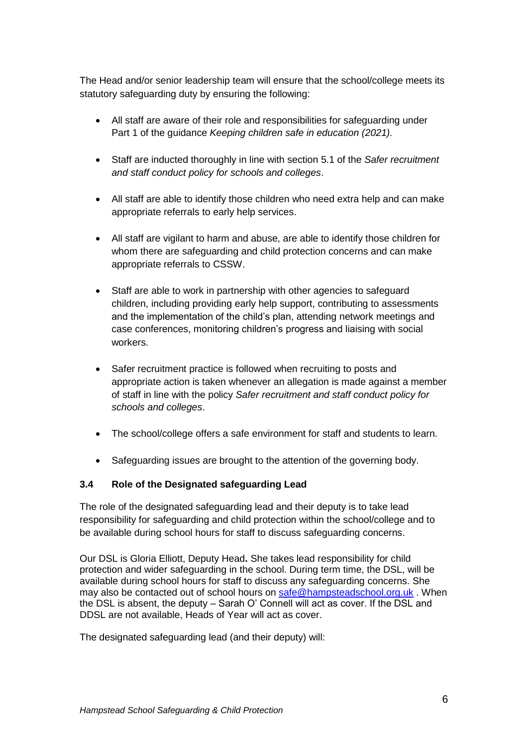The Head and/or senior leadership team will ensure that the school/college meets its statutory safeguarding duty by ensuring the following:

- All staff are aware of their role and responsibilities for safeguarding under Part 1 of the guidance *Keeping children safe in education (2021).*
- Staff are inducted thoroughly in line with section 5.1 of the *Safer recruitment and staff conduct policy for schools and colleges*.
- All staff are able to identify those children who need extra help and can make appropriate referrals to early help services.
- All staff are vigilant to harm and abuse, are able to identify those children for whom there are safeguarding and child protection concerns and can make appropriate referrals to CSSW.
- Staff are able to work in partnership with other agencies to safeguard children, including providing early help support, contributing to assessments and the implementation of the child's plan, attending network meetings and case conferences, monitoring children's progress and liaising with social workers.
- Safer recruitment practice is followed when recruiting to posts and appropriate action is taken whenever an allegation is made against a member of staff in line with the policy *Safer recruitment and staff conduct policy for schools and colleges*.
- The school/college offers a safe environment for staff and students to learn.
- Safeguarding issues are brought to the attention of the governing body.

### 3.4 Role of the Designated safeguarding Lead

The role of the designated safeguarding lead and their deputy is to take lead responsibility for safeguarding and child protection within the school/college and to be available during school hours for staff to discuss safeguarding concerns.

Our DSL is Gloria Elliott, Deputy Head**.** She takes lead responsibility for child protection and wider safeguarding in the school. During term time, the DSL, will be available during school hours for staff to discuss any safeguarding concerns. She may also be contacted out of school hours on safe@hampsteadschool.org.uk . When the DSL is absent, the deputy – Sarah O' Connell will act as cover. If the DSL and DDSL are not available, Heads of Year will act as cover.

The designated safeguarding lead (and their deputy) will: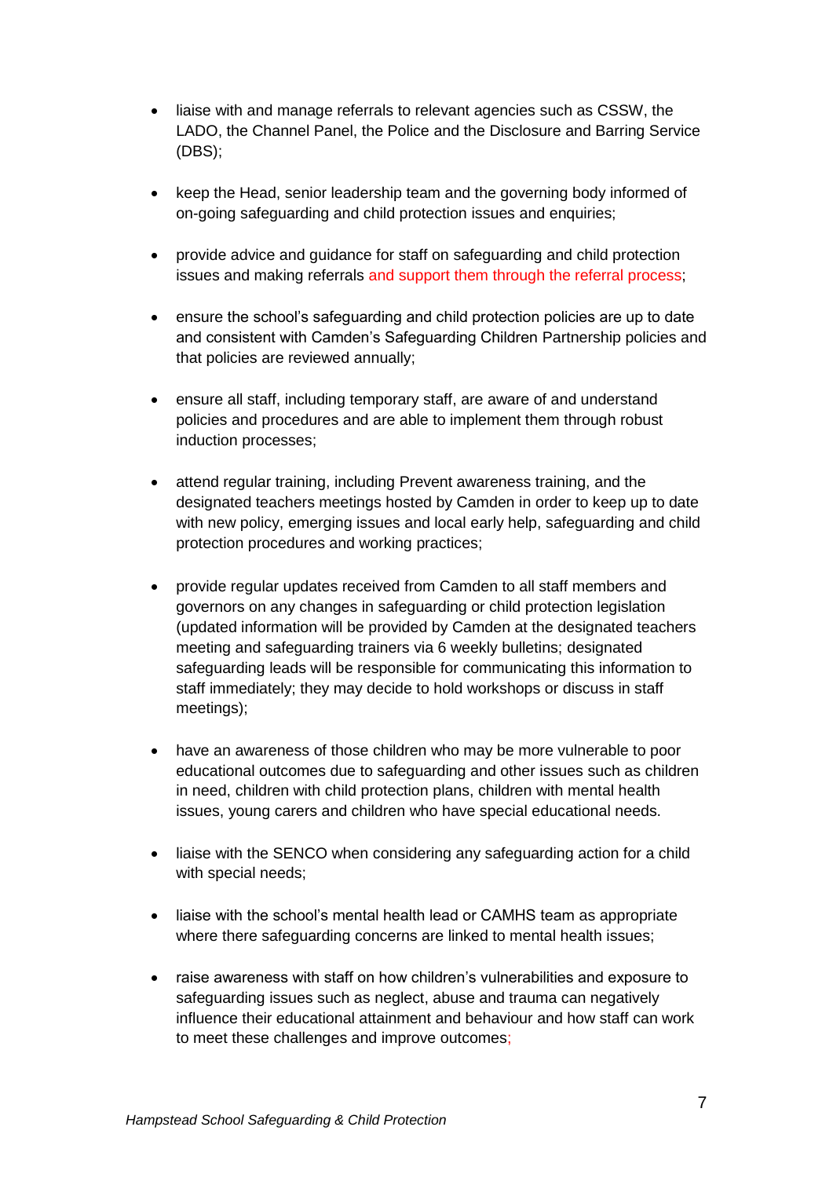- liaise with and manage referrals to relevant agencies such as CSSW, the LADO, the Channel Panel, the Police and the Disclosure and Barring Service (DBS);

- keep the Head, senior leadership team and the governing body informed of on-going safeguarding and child protection issues and enquiries;

- provide advice and guidance for staff on safeguarding and child protection issues and making referrals and support them through the referral process;

- ensure the school's safeguarding and child protection policies are up to date and consistent with Camden's Safeguarding Children Partnership policies and that policies are reviewed annually;

- ensure all staff, including temporary staff, are aware of and understand policies and procedures and are able to implement them through robust induction processes;

- attend regular training, including Prevent awareness training, and the designated teachers meetings hosted by Camden in order to keep up to date with new policy, emerging issues and local early help, safeguarding and child protection procedures and working practices;

- provide regular updates received from Camden to all staff members and governors on any changes in safeguarding or child protection legislation (updated information will be provided by Camden at the designated teachers meeting and safeguarding trainers via 6 weekly bulletins; designated safeguarding leads will be responsible for communicating this information to staff immediately; they may decide to hold workshops or discuss in staff meetings);

- have an awareness of those children who may be more vulnerable to poor educational outcomes due to safeguarding and other issues such as children in need, children with child protection plans, children with mental health issues, young carers and children who have special educational needs.

- liaise with the SENCO when considering any safeguarding action for a child with special needs;

- liaise with the school's mental health lead or CAMHS team as appropriate where there safeguarding concerns are linked to mental health issues;

- raise awareness with staff on how children's vulnerabilities and exposure to safeguarding issues such as neglect, abuse and trauma can negatively influence their educational attainment and behaviour and how staff can work to meet these challenges and improve outcomes;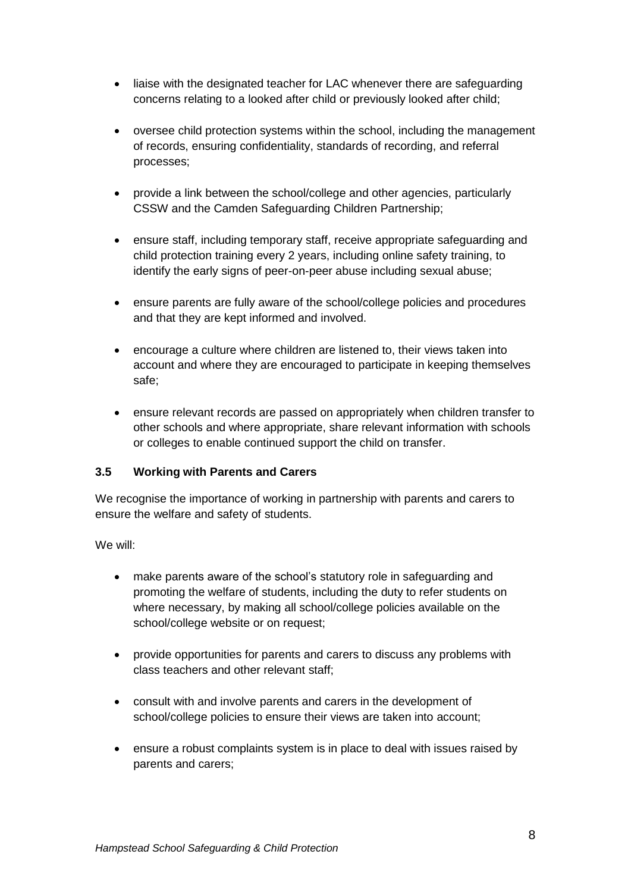- liaise with the designated teacher for LAC whenever there are safeguarding concerns relating to a looked after child or previously looked after child;
- oversee child protection systems within the school, including the management of records, ensuring confidentiality, standards of recording, and referral processes;
- provide a link between the school/college and other agencies, particularly CSSW and the Camden Safeguarding Children Partnership;
- ensure staff, including temporary staff, receive appropriate safeguarding and child protection training every 2 years, including online safety training, to identify the early signs of peer-on-peer abuse including sexual abuse;
- ensure parents are fully aware of the school/college policies and procedures and that they are kept informed and involved.
- encourage a culture where children are listened to, their views taken into account and where they are encouraged to participate in keeping themselves safe;
- ensure relevant records are passed on appropriately when children transfer to other schools and where appropriate, share relevant information with schools or colleges to enable continued support the child on transfer.

### 3.5 Working with Parents and Carers

We recognise the importance of working in partnership with parents and carers to ensure the welfare and safety of students.

We will:

- make parents aware of the school's statutory role in safeguarding and promoting the welfare of students, including the duty to refer students on where necessary, by making all school/college policies available on the school/college website or on request;
- provide opportunities for parents and carers to discuss any problems with class teachers and other relevant staff;
- consult with and involve parents and carers in the development of school/college policies to ensure their views are taken into account;
- ensure a robust complaints system is in place to deal with issues raised by parents and carers;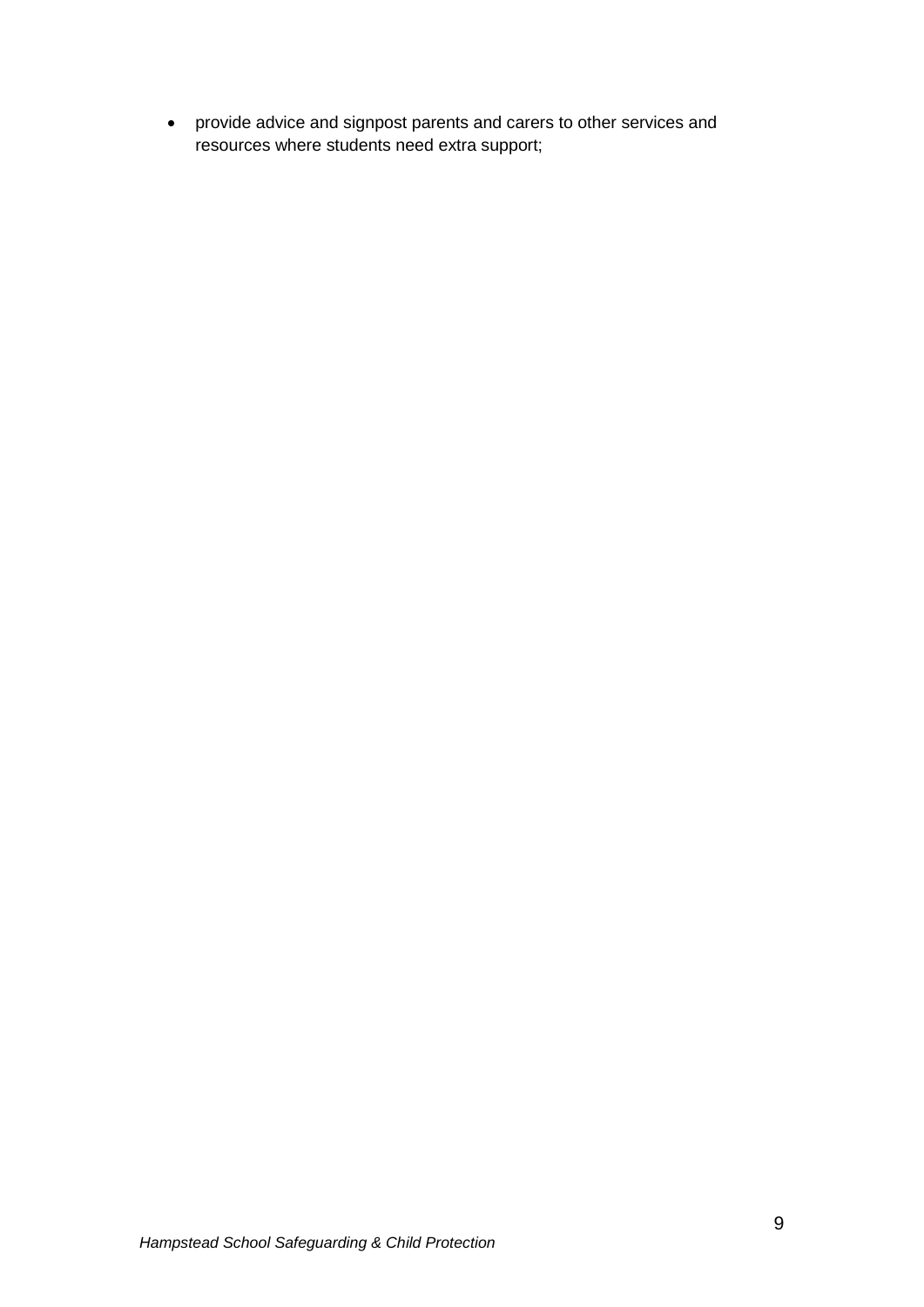- provide advice and signpost parents and carers to other services and resources where students need extra support;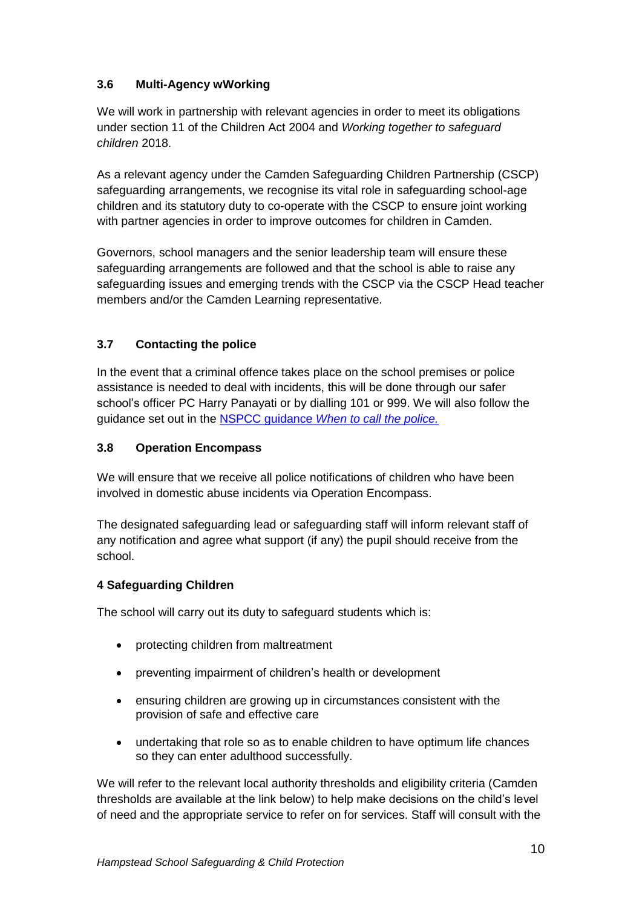### 3.6 Multi-Agency wWorking

We will work in partnership with relevant agencies in order to meet its obligations under section 11 of the Children Act 2004 and *Working together to safeguard children* 2018.

As a relevant agency under the Camden Safeguarding Children Partnership (CSCP) safeguarding arrangements, we recognise its vital role in safeguarding school-age children and its statutory duty to co-operate with the CSCP to ensure joint working with partner agencies in order to improve outcomes for children in Camden.

Governors, school managers and the senior leadership team will ensure these safeguarding arrangements are followed and that the school is able to raise any safeguarding issues and emerging trends with the CSCP via the CSCP Head teacher members and/or the Camden Learning representative.

### 3.7 Contacting the police

In the event that a criminal offence takes place on the school premises or police assistance is needed to deal with incidents, this will be done through our safer school's officer PC Harry Panayati or by dialling 101 or 999. We will also follow the guidance set out in the NSPCC guidance *When to call the police.*

### 3.8 Operation Encompass

We will ensure that we receive all police notifications of children who have been involved in domestic abuse incidents via Operation Encompass.

The designated safeguarding lead or safeguarding staff will inform relevant staff of any notification and agree what support (if any) the pupil should receive from the school.

## 4 Safeguarding Children

The school will carry out its duty to safeguard students which is:

- protecting children from maltreatment
- preventing impairment of children's health or development
- ensuring children are growing up in circumstances consistent with the provision of safe and effective care
- undertaking that role so as to enable children to have optimum life chances so they can enter adulthood successfully.

We will refer to the relevant local authority thresholds and eligibility criteria (Camden thresholds are available at the link below) to help make decisions on the child's level of need and the appropriate service to refer on for services. Staff will consult with the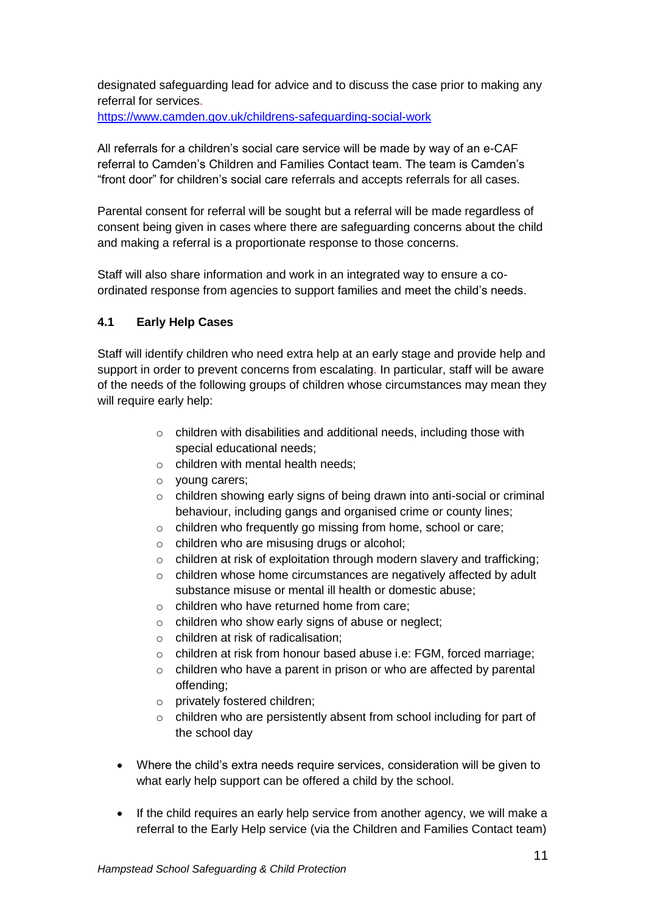designated safeguarding lead for advice and to discuss the case prior to making any referral for services.
https://www.camden.gov.uk/childrens-safeguarding-social-work

All referrals for a children's social care service will be made by way of an e-CAF referral to Camden's Children and Families Contact team. The team is Camden's "front door" for children's social care referrals and accepts referrals for all cases.

Parental consent for referral will be sought but a referral will be made regardless of consent being given in cases where there are safeguarding concerns about the child and making a referral is a proportionate response to those concerns.

Staff will also share information and work in an integrated way to ensure a co-ordinated response from agencies to support families and meet the child's needs.

### 4.1 Early Help Cases

Staff will identify children who need extra help at an early stage and provide help and support in order to prevent concerns from escalating. In particular, staff will be aware of the needs of the following groups of children whose circumstances may mean they will require early help:

- children with disabilities and additional needs, including those with special educational needs;
- children with mental health needs;
- young carers;
- children showing early signs of being drawn into anti-social or criminal behaviour, including gangs and organised crime or county lines;
- children who frequently go missing from home, school or care;
- children who are misusing drugs or alcohol;
- children at risk of exploitation through modern slavery and trafficking;
- children whose home circumstances are negatively affected by adult substance misuse or mental ill health or domestic abuse;
- children who have returned home from care;
- children who show early signs of abuse or neglect;
- children at risk of radicalisation;
- children at risk from honour based abuse i.e: FGM, forced marriage;
- children who have a parent in prison or who are affected by parental offending;
- privately fostered children;
- children who are persistently absent from school including for part of the school day

- Where the child's extra needs require services, consideration will be given to what early help support can be offered a child by the school.
- If the child requires an early help service from another agency, we will make a referral to the Early Help service (via the Children and Families Contact team)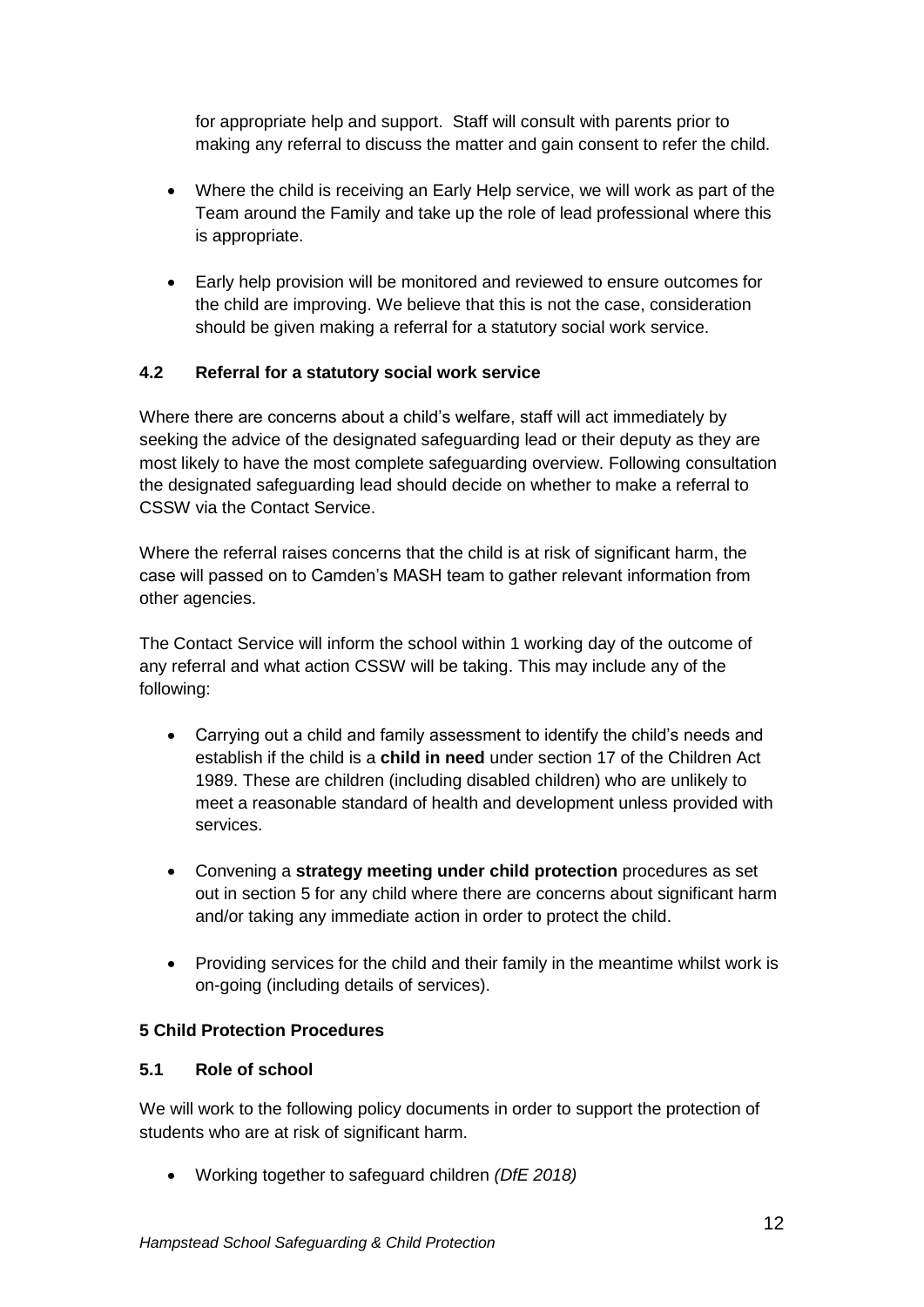for appropriate help and support. Staff will consult with parents prior to making any referral to discuss the matter and gain consent to refer the child.

- Where the child is receiving an Early Help service, we will work as part of the Team around the Family and take up the role of lead professional where this is appropriate.

- Early help provision will be monitored and reviewed to ensure outcomes for the child are improving. We believe that this is not the case, consideration should be given making a referral for a statutory social work service.

### 4.2 Referral for a statutory social work service

Where there are concerns about a child's welfare, staff will act immediately by seeking the advice of the designated safeguarding lead or their deputy as they are most likely to have the most complete safeguarding overview. Following consultation the designated safeguarding lead should decide on whether to make a referral to CSSW via the Contact Service.

Where the referral raises concerns that the child is at risk of significant harm, the case will passed on to Camden's MASH team to gather relevant information from other agencies.

The Contact Service will inform the school within 1 working day of the outcome of any referral and what action CSSW will be taking. This may include any of the following:

- Carrying out a child and family assessment to identify the child's needs and establish if the child is a **child in need** under section 17 of the Children Act 1989. These are children (including disabled children) who are unlikely to meet a reasonable standard of health and development unless provided with services.

- Convening a **strategy meeting under child protection** procedures as set out in section 5 for any child where there are concerns about significant harm and/or taking any immediate action in order to protect the child.

- Providing services for the child and their family in the meantime whilst work is on-going (including details of services).

## 5 Child Protection Procedures

### 5.1 Role of school

We will work to the following policy documents in order to support the protection of students who are at risk of significant harm.

- Working together to safeguard children *(DfE 2018)*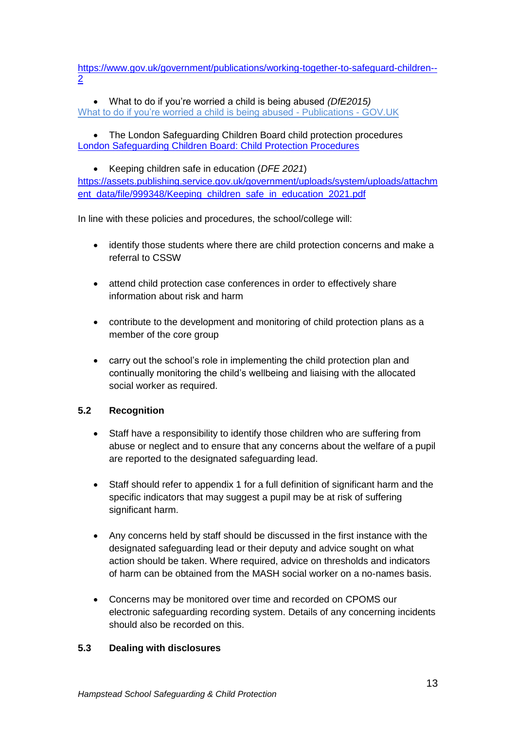https://www.gov.uk/government/publications/working-together-to-safeguard-children--2

- What to do if you're worried a child is being abused *(DfE2015)*
[What to do if you're worried a child is being abused - Publications - GOV.UK]

- The London Safeguarding Children Board child protection procedures
[London Safeguarding Children Board: Child Protection Procedures]

- Keeping children safe in education (*DFE 2021*)
https://assets.publishing.service.gov.uk/government/uploads/system/uploads/attachment_data/file/999348/Keeping_children_safe_in_education_2021.pdf

In line with these policies and procedures, the school/college will:

- identify those students where there are child protection concerns and make a referral to CSSW
- attend child protection case conferences in order to effectively share information about risk and harm
- contribute to the development and monitoring of child protection plans as a member of the core group
- carry out the school's role in implementing the child protection plan and continually monitoring the child's wellbeing and liaising with the allocated social worker as required.

### 5.2 Recognition

- Staff have a responsibility to identify those children who are suffering from abuse or neglect and to ensure that any concerns about the welfare of a pupil are reported to the designated safeguarding lead.
- Staff should refer to appendix 1 for a full definition of significant harm and the specific indicators that may suggest a pupil may be at risk of suffering significant harm.
- Any concerns held by staff should be discussed in the first instance with the designated safeguarding lead or their deputy and advice sought on what action should be taken. Where required, advice on thresholds and indicators of harm can be obtained from the MASH social worker on a no-names basis.
- Concerns may be monitored over time and recorded on CPOMS our electronic safeguarding recording system. Details of any concerning incidents should also be recorded on this.

### 5.3 Dealing with disclosures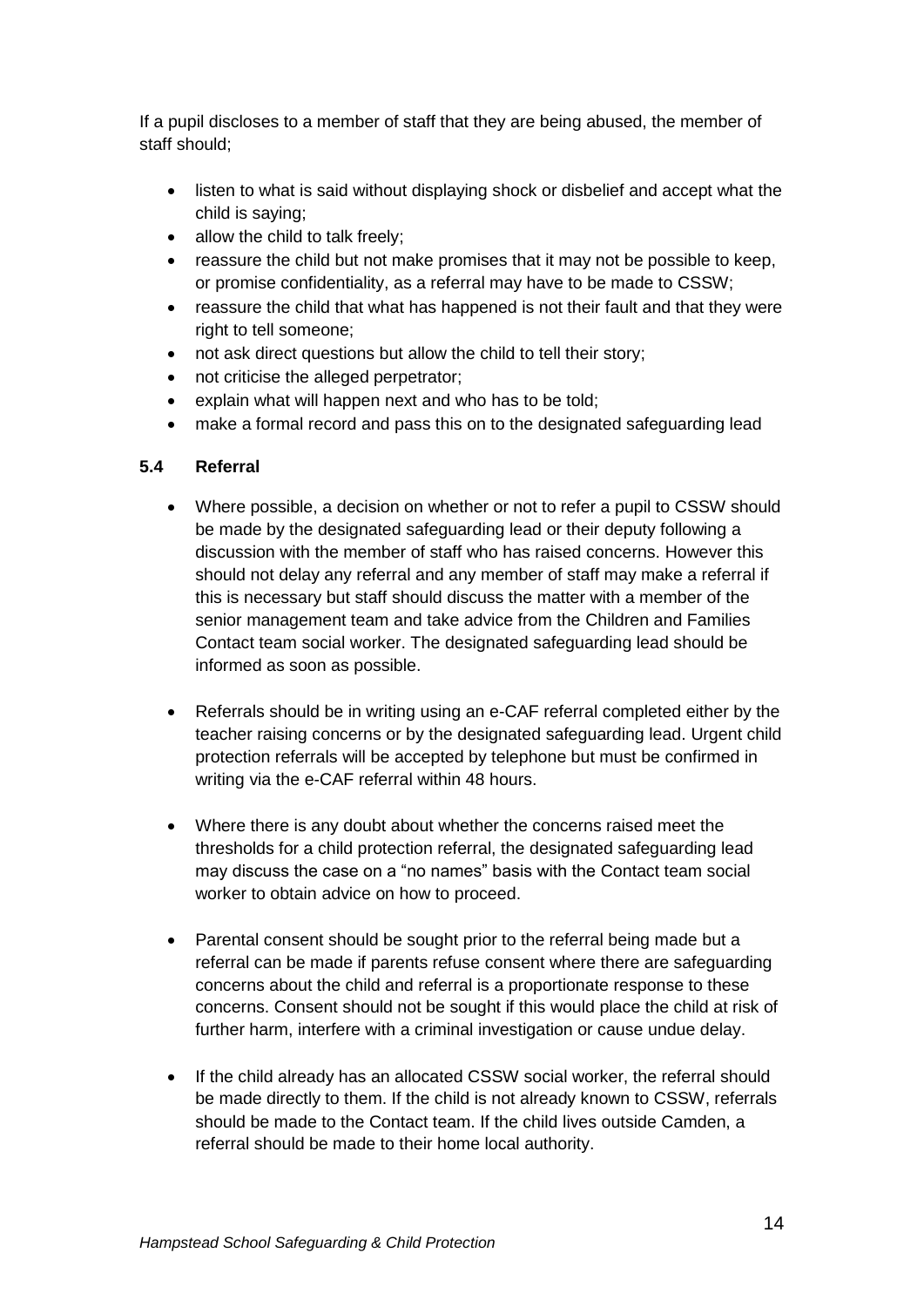If a pupil discloses to a member of staff that they are being abused, the member of staff should;

- listen to what is said without displaying shock or disbelief and accept what the child is saying;
- allow the child to talk freely;
- reassure the child but not make promises that it may not be possible to keep, or promise confidentiality, as a referral may have to be made to CSSW;
- reassure the child that what has happened is not their fault and that they were right to tell someone;
- not ask direct questions but allow the child to tell their story;
- not criticise the alleged perpetrator;
- explain what will happen next and who has to be told;
- make a formal record and pass this on to the designated safeguarding lead

### 5.4 Referral

- Where possible, a decision on whether or not to refer a pupil to CSSW should be made by the designated safeguarding lead or their deputy following a discussion with the member of staff who has raised concerns. However this should not delay any referral and any member of staff may make a referral if this is necessary but staff should discuss the matter with a member of the senior management team and take advice from the Children and Families Contact team social worker. The designated safeguarding lead should be informed as soon as possible.

- Referrals should be in writing using an e-CAF referral completed either by the teacher raising concerns or by the designated safeguarding lead. Urgent child protection referrals will be accepted by telephone but must be confirmed in writing via the e-CAF referral within 48 hours.

- Where there is any doubt about whether the concerns raised meet the thresholds for a child protection referral, the designated safeguarding lead may discuss the case on a "no names" basis with the Contact team social worker to obtain advice on how to proceed.

- Parental consent should be sought prior to the referral being made but a referral can be made if parents refuse consent where there are safeguarding concerns about the child and referral is a proportionate response to these concerns. Consent should not be sought if this would place the child at risk of further harm, interfere with a criminal investigation or cause undue delay.

- If the child already has an allocated CSSW social worker, the referral should be made directly to them. If the child is not already known to CSSW, referrals should be made to the Contact team. If the child lives outside Camden, a referral should be made to their home local authority.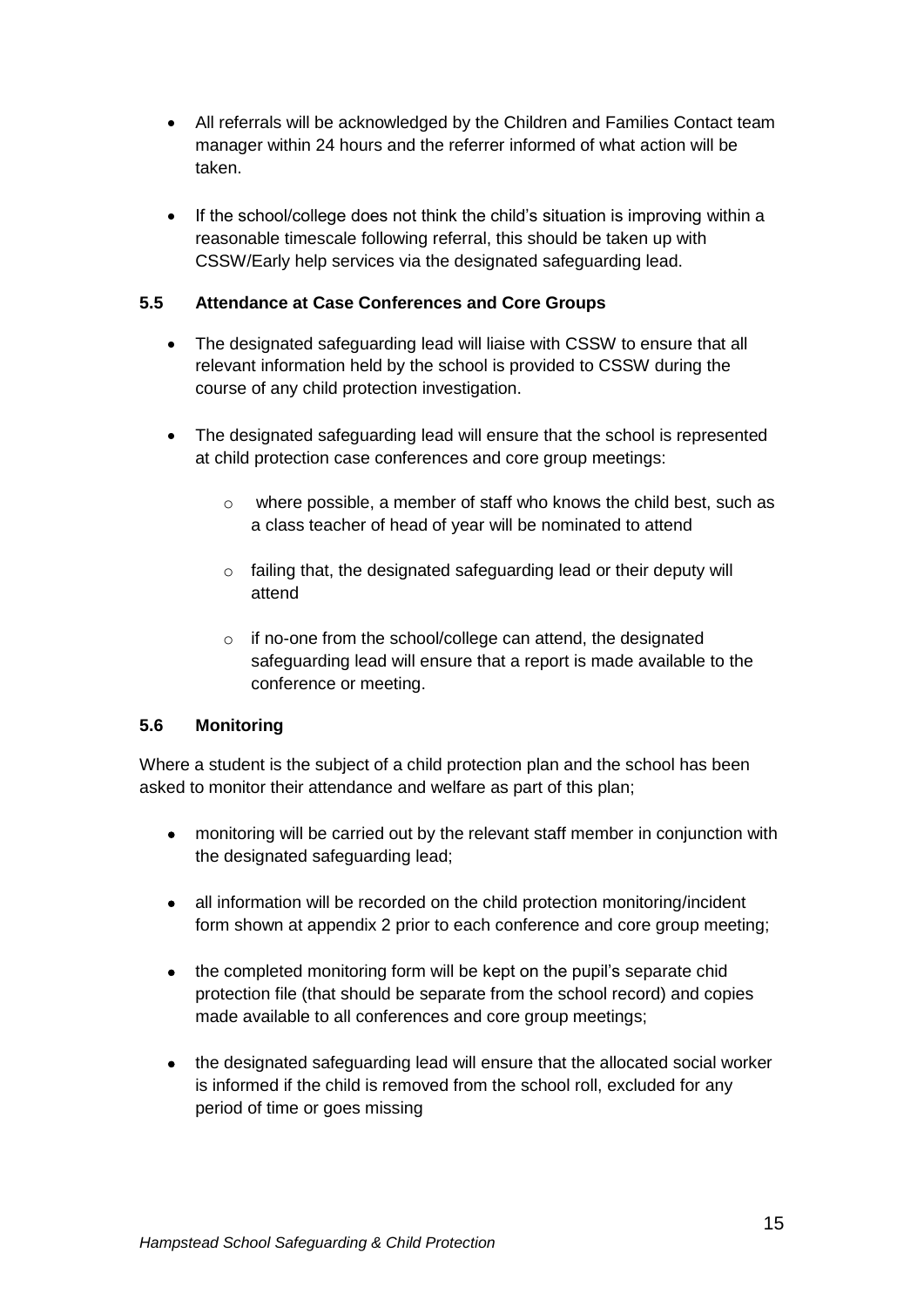- All referrals will be acknowledged by the Children and Families Contact team manager within 24 hours and the referrer informed of what action will be taken.

- If the school/college does not think the child's situation is improving within a reasonable timescale following referral, this should be taken up with CSSW/Early help services via the designated safeguarding lead.

### 5.5 Attendance at Case Conferences and Core Groups

- The designated safeguarding lead will liaise with CSSW to ensure that all relevant information held by the school is provided to CSSW during the course of any child protection investigation.

- The designated safeguarding lead will ensure that the school is represented at child protection case conferences and core group meetings:

  - where possible, a member of staff who knows the child best, such as a class teacher of head of year will be nominated to attend

  - failing that, the designated safeguarding lead or their deputy will attend

  - if no-one from the school/college can attend, the designated safeguarding lead will ensure that a report is made available to the conference or meeting.

### 5.6 Monitoring

Where a student is the subject of a child protection plan and the school has been asked to monitor their attendance and welfare as part of this plan;

- monitoring will be carried out by the relevant staff member in conjunction with the designated safeguarding lead;

- all information will be recorded on the child protection monitoring/incident form shown at appendix 2 prior to each conference and core group meeting;

- the completed monitoring form will be kept on the pupil's separate chid protection file (that should be separate from the school record) and copies made available to all conferences and core group meetings;

- the designated safeguarding lead will ensure that the allocated social worker is informed if the child is removed from the school roll, excluded for any period of time or goes missing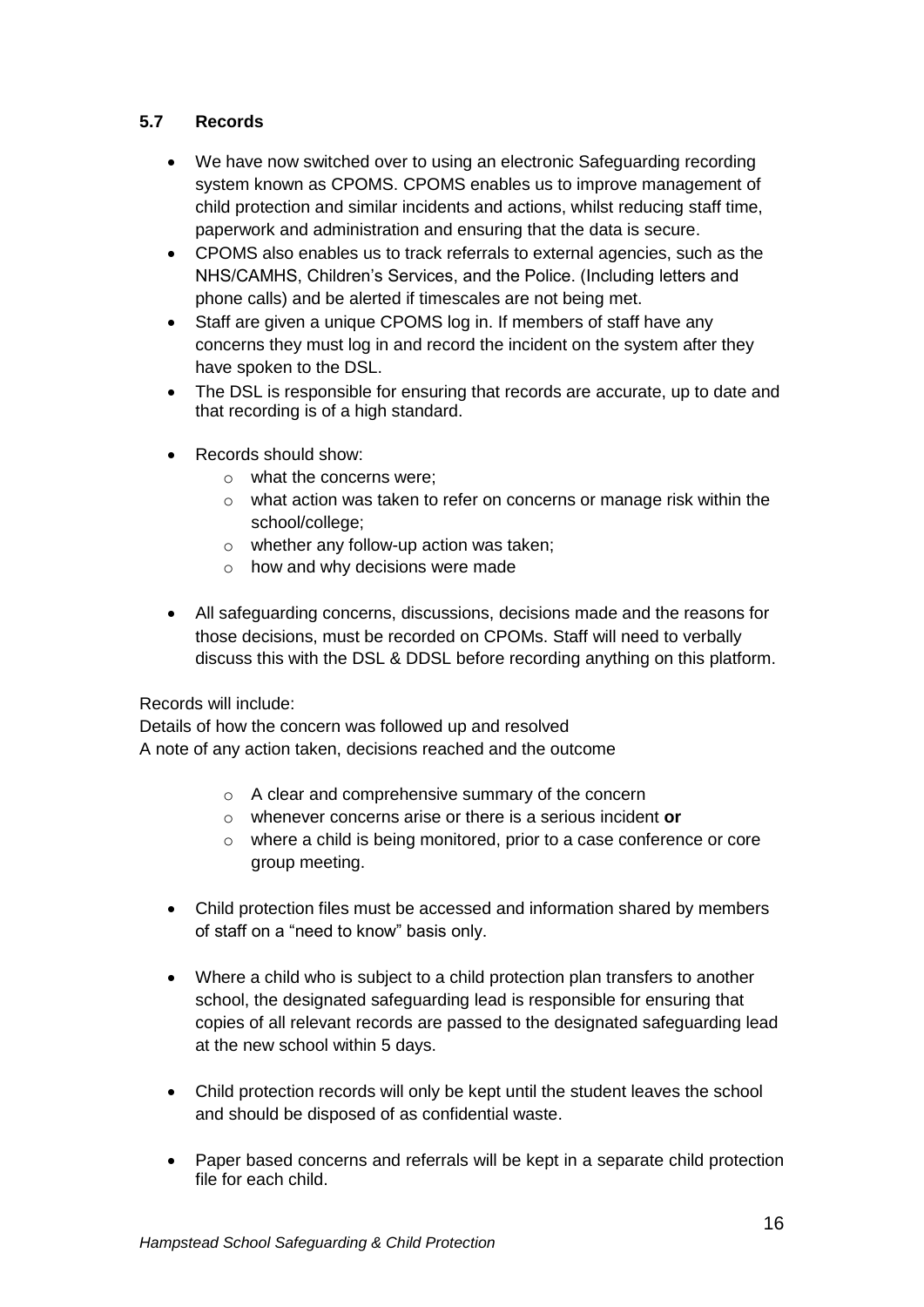### 5.7 Records

- We have now switched over to using an electronic Safeguarding recording system known as CPOMS. CPOMS enables us to improve management of child protection and similar incidents and actions, whilst reducing staff time, paperwork and administration and ensuring that the data is secure.
- CPOMS also enables us to track referrals to external agencies, such as the NHS/CAMHS, Children's Services, and the Police. (Including letters and phone calls) and be alerted if timescales are not being met.
- Staff are given a unique CPOMS log in. If members of staff have any concerns they must log in and record the incident on the system after they have spoken to the DSL.
- The DSL is responsible for ensuring that records are accurate, up to date and that recording is of a high standard.
- Records should show:
  - what the concerns were;
  - what action was taken to refer on concerns or manage risk within the school/college;
  - whether any follow-up action was taken;
  - how and why decisions were made
- All safeguarding concerns, discussions, decisions made and the reasons for those decisions, must be recorded on CPOMs. Staff will need to verbally discuss this with the DSL & DDSL before recording anything on this platform.

Records will include:
Details of how the concern was followed up and resolved
A note of any action taken, decisions reached and the outcome

- A clear and comprehensive summary of the concern
- whenever concerns arise or there is a serious incident **or**
- where a child is being monitored, prior to a case conference or core group meeting.

- Child protection files must be accessed and information shared by members of staff on a "need to know" basis only.
- Where a child who is subject to a child protection plan transfers to another school, the designated safeguarding lead is responsible for ensuring that copies of all relevant records are passed to the designated safeguarding lead at the new school within 5 days.
- Child protection records will only be kept until the student leaves the school and should be disposed of as confidential waste.
- Paper based concerns and referrals will be kept in a separate child protection file for each child.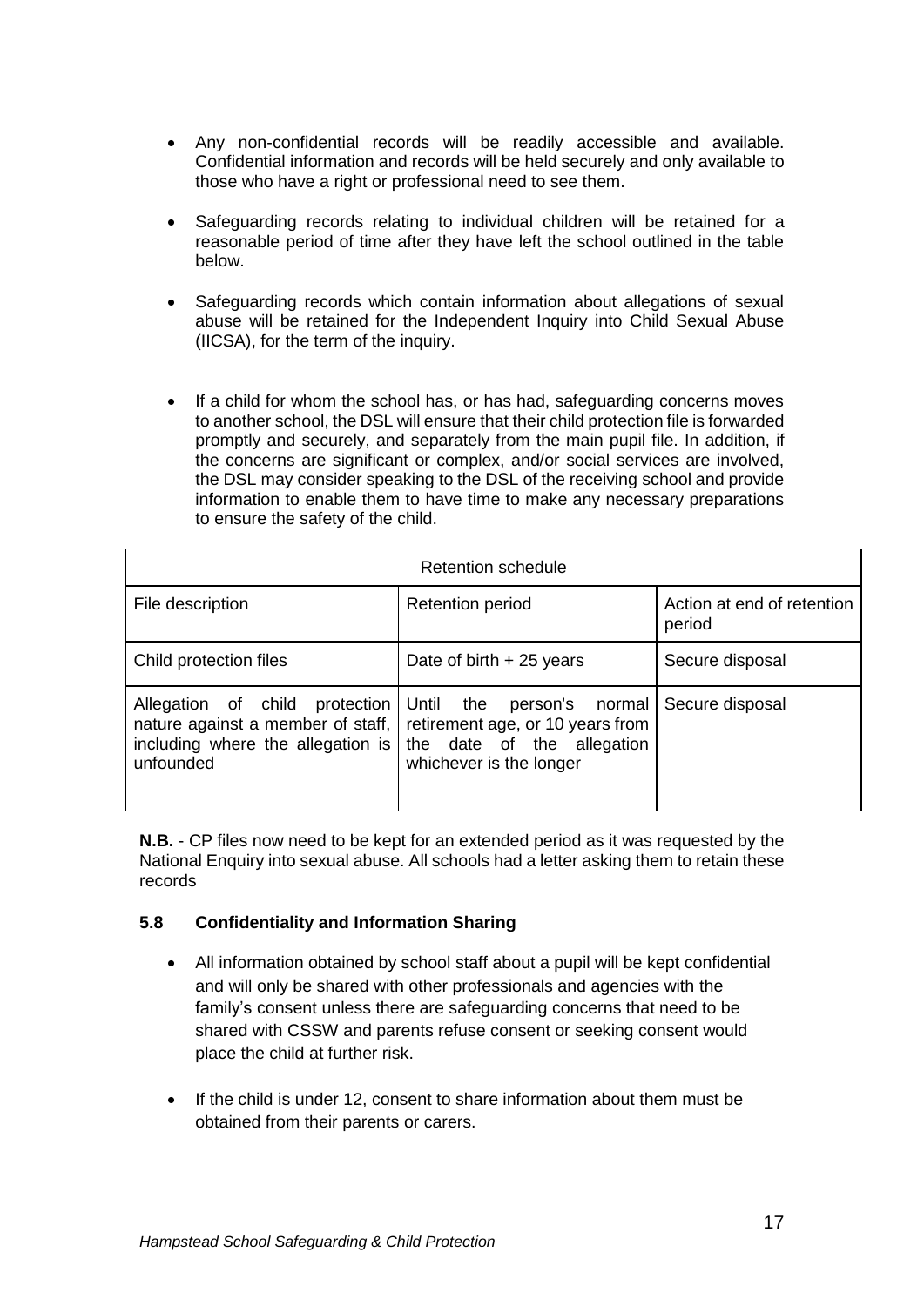- Any non-confidential records will be readily accessible and available. Confidential information and records will be held securely and only available to those who have a right or professional need to see them.

- Safeguarding records relating to individual children will be retained for a reasonable period of time after they have left the school outlined in the table below.

- Safeguarding records which contain information about allegations of sexual abuse will be retained for the Independent Inquiry into Child Sexual Abuse (IICSA), for the term of the inquiry.

- If a child for whom the school has, or has had, safeguarding concerns moves to another school, the DSL will ensure that their child protection file is forwarded promptly and securely, and separately from the main pupil file. In addition, if the concerns are significant or complex, and/or social services are involved, the DSL may consider speaking to the DSL of the receiving school and provide information to enable them to have time to make any necessary preparations to ensure the safety of the child.

| Retention schedule | | |
|---|---|---|
| File description | Retention period | Action at end of retention period |
| Child protection files | Date of birth + 25 years | Secure disposal |
| Allegation of child protection nature against a member of staff, including where the allegation is unfounded | Until the person's normal retirement age, or 10 years from the date of the allegation whichever is the longer | Secure disposal |

**N.B.** - CP files now need to be kept for an extended period as it was requested by the National Enquiry into sexual abuse. All schools had a letter asking them to retain these records

### 5.8 Confidentiality and Information Sharing

- All information obtained by school staff about a pupil will be kept confidential and will only be shared with other professionals and agencies with the family's consent unless there are safeguarding concerns that need to be shared with CSSW and parents refuse consent or seeking consent would place the child at further risk.

- If the child is under 12, consent to share information about them must be obtained from their parents or carers.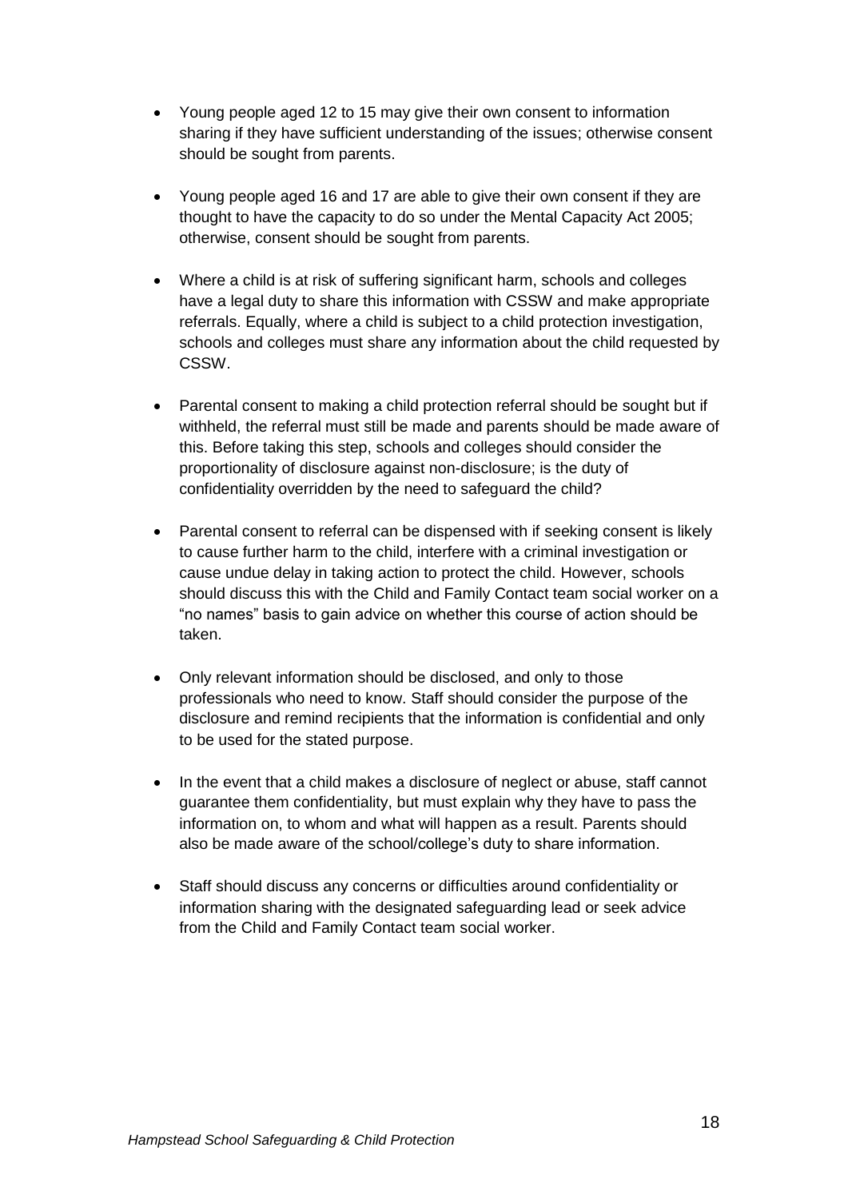- Young people aged 12 to 15 may give their own consent to information sharing if they have sufficient understanding of the issues; otherwise consent should be sought from parents.

- Young people aged 16 and 17 are able to give their own consent if they are thought to have the capacity to do so under the Mental Capacity Act 2005; otherwise, consent should be sought from parents.

- Where a child is at risk of suffering significant harm, schools and colleges have a legal duty to share this information with CSSW and make appropriate referrals. Equally, where a child is subject to a child protection investigation, schools and colleges must share any information about the child requested by CSSW.

- Parental consent to making a child protection referral should be sought but if withheld, the referral must still be made and parents should be made aware of this. Before taking this step, schools and colleges should consider the proportionality of disclosure against non-disclosure; is the duty of confidentiality overridden by the need to safeguard the child?

- Parental consent to referral can be dispensed with if seeking consent is likely to cause further harm to the child, interfere with a criminal investigation or cause undue delay in taking action to protect the child. However, schools should discuss this with the Child and Family Contact team social worker on a "no names" basis to gain advice on whether this course of action should be taken.

- Only relevant information should be disclosed, and only to those professionals who need to know. Staff should consider the purpose of the disclosure and remind recipients that the information is confidential and only to be used for the stated purpose.

- In the event that a child makes a disclosure of neglect or abuse, staff cannot guarantee them confidentiality, but must explain why they have to pass the information on, to whom and what will happen as a result. Parents should also be made aware of the school/college's duty to share information.

- Staff should discuss any concerns or difficulties around confidentiality or information sharing with the designated safeguarding lead or seek advice from the Child and Family Contact team social worker.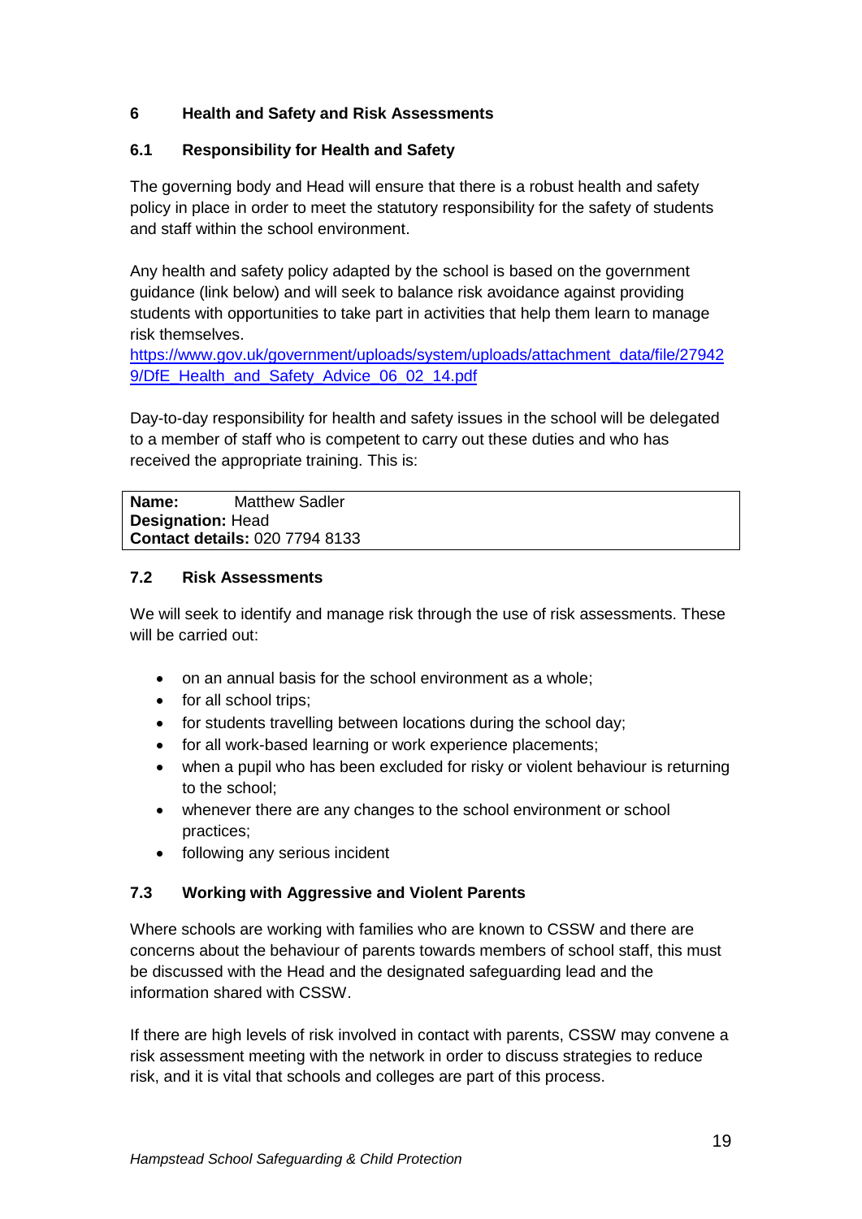## 6 Health and Safety and Risk Assessments

### 6.1 Responsibility for Health and Safety

The governing body and Head will ensure that there is a robust health and safety policy in place in order to meet the statutory responsibility for the safety of students and staff within the school environment.

Any health and safety policy adapted by the school is based on the government guidance (link below) and will seek to balance risk avoidance against providing students with opportunities to take part in activities that help them learn to manage risk themselves.
https://www.gov.uk/government/uploads/system/uploads/attachment_data/file/279429/DfE_Health_and_Safety_Advice_06_02_14.pdf

Day-to-day responsibility for health and safety issues in the school will be delegated to a member of staff who is competent to carry out these duties and who has received the appropriate training. This is:

| |
|---|
| **Name:** Matthew Sadler<br>**Designation:** Head<br>**Contact details:** 020 7794 8133 |

### 7.2 Risk Assessments

We will seek to identify and manage risk through the use of risk assessments. These will be carried out:

- on an annual basis for the school environment as a whole;
- for all school trips;
- for students travelling between locations during the school day;
- for all work-based learning or work experience placements;
- when a pupil who has been excluded for risky or violent behaviour is returning to the school;
- whenever there are any changes to the school environment or school practices;
- following any serious incident

### 7.3 Working with Aggressive and Violent Parents

Where schools are working with families who are known to CSSW and there are concerns about the behaviour of parents towards members of school staff, this must be discussed with the Head and the designated safeguarding lead and the information shared with CSSW.

If there are high levels of risk involved in contact with parents, CSSW may convene a risk assessment meeting with the network in order to discuss strategies to reduce risk, and it is vital that schools and colleges are part of this process.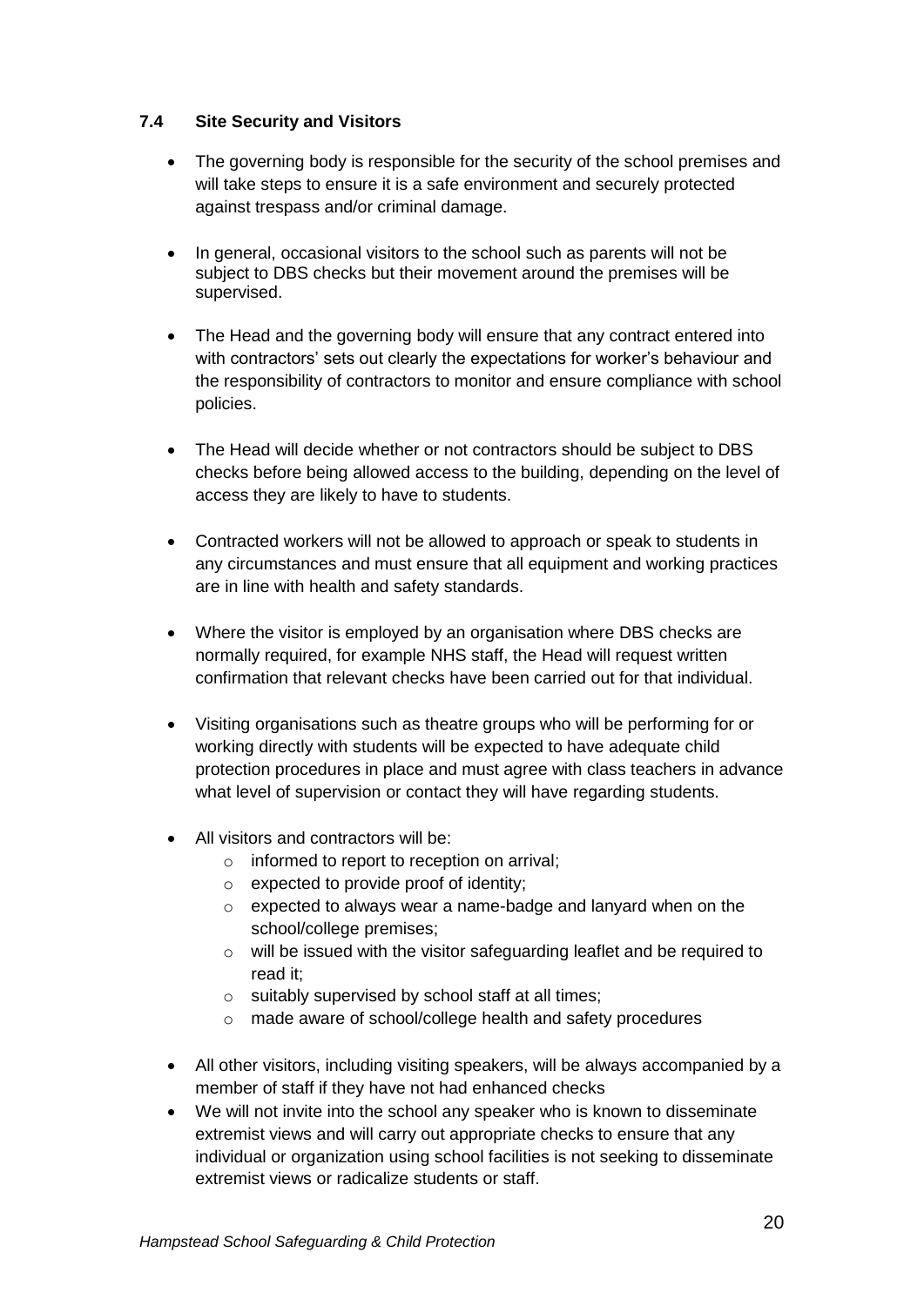### 7.4 Site Security and Visitors

- The governing body is responsible for the security of the school premises and will take steps to ensure it is a safe environment and securely protected against trespass and/or criminal damage.
- In general, occasional visitors to the school such as parents will not be subject to DBS checks but their movement around the premises will be supervised.
- The Head and the governing body will ensure that any contract entered into with contractors' sets out clearly the expectations for worker's behaviour and the responsibility of contractors to monitor and ensure compliance with school policies.
- The Head will decide whether or not contractors should be subject to DBS checks before being allowed access to the building, depending on the level of access they are likely to have to students.
- Contracted workers will not be allowed to approach or speak to students in any circumstances and must ensure that all equipment and working practices are in line with health and safety standards.
- Where the visitor is employed by an organisation where DBS checks are normally required, for example NHS staff, the Head will request written confirmation that relevant checks have been carried out for that individual.
- Visiting organisations such as theatre groups who will be performing for or working directly with students will be expected to have adequate child protection procedures in place and must agree with class teachers in advance what level of supervision or contact they will have regarding students.
- All visitors and contractors will be:
  - informed to report to reception on arrival;
  - expected to provide proof of identity;
  - expected to always wear a name-badge and lanyard when on the school/college premises;
  - will be issued with the visitor safeguarding leaflet and be required to read it;
  - suitably supervised by school staff at all times;
  - made aware of school/college health and safety procedures
- All other visitors, including visiting speakers, will be always accompanied by a member of staff if they have not had enhanced checks
- We will not invite into the school any speaker who is known to disseminate extremist views and will carry out appropriate checks to ensure that any individual or organization using school facilities is not seeking to disseminate extremist views or radicalize students or staff.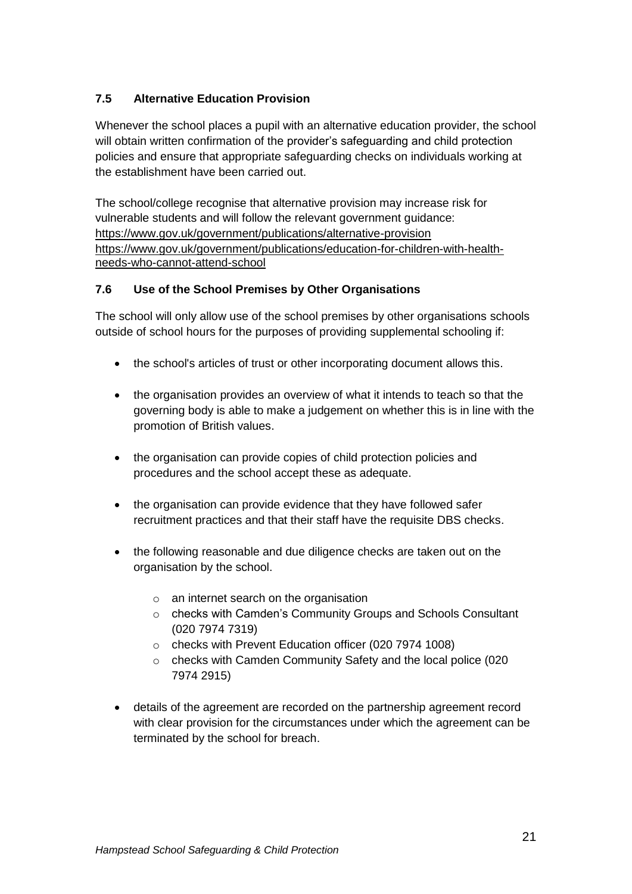### 7.5 Alternative Education Provision

Whenever the school places a pupil with an alternative education provider, the school will obtain written confirmation of the provider's safeguarding and child protection policies and ensure that appropriate safeguarding checks on individuals working at the establishment have been carried out.

The school/college recognise that alternative provision may increase risk for vulnerable students and will follow the relevant government guidance:
https://www.gov.uk/government/publications/alternative-provision
https://www.gov.uk/government/publications/education-for-children-with-health-needs-who-cannot-attend-school

### 7.6 Use of the School Premises by Other Organisations

The school will only allow use of the school premises by other organisations schools outside of school hours for the purposes of providing supplemental schooling if:

- the school's articles of trust or other incorporating document allows this.
- the organisation provides an overview of what it intends to teach so that the governing body is able to make a judgement on whether this is in line with the promotion of British values.
- the organisation can provide copies of child protection policies and procedures and the school accept these as adequate.
- the organisation can provide evidence that they have followed safer recruitment practices and that their staff have the requisite DBS checks.
- the following reasonable and due diligence checks are taken out on the organisation by the school.
  - an internet search on the organisation
  - checks with Camden's Community Groups and Schools Consultant (020 7974 7319)
  - checks with Prevent Education officer (020 7974 1008)
  - checks with Camden Community Safety and the local police (020 7974 2915)
- details of the agreement are recorded on the partnership agreement record with clear provision for the circumstances under which the agreement can be terminated by the school for breach.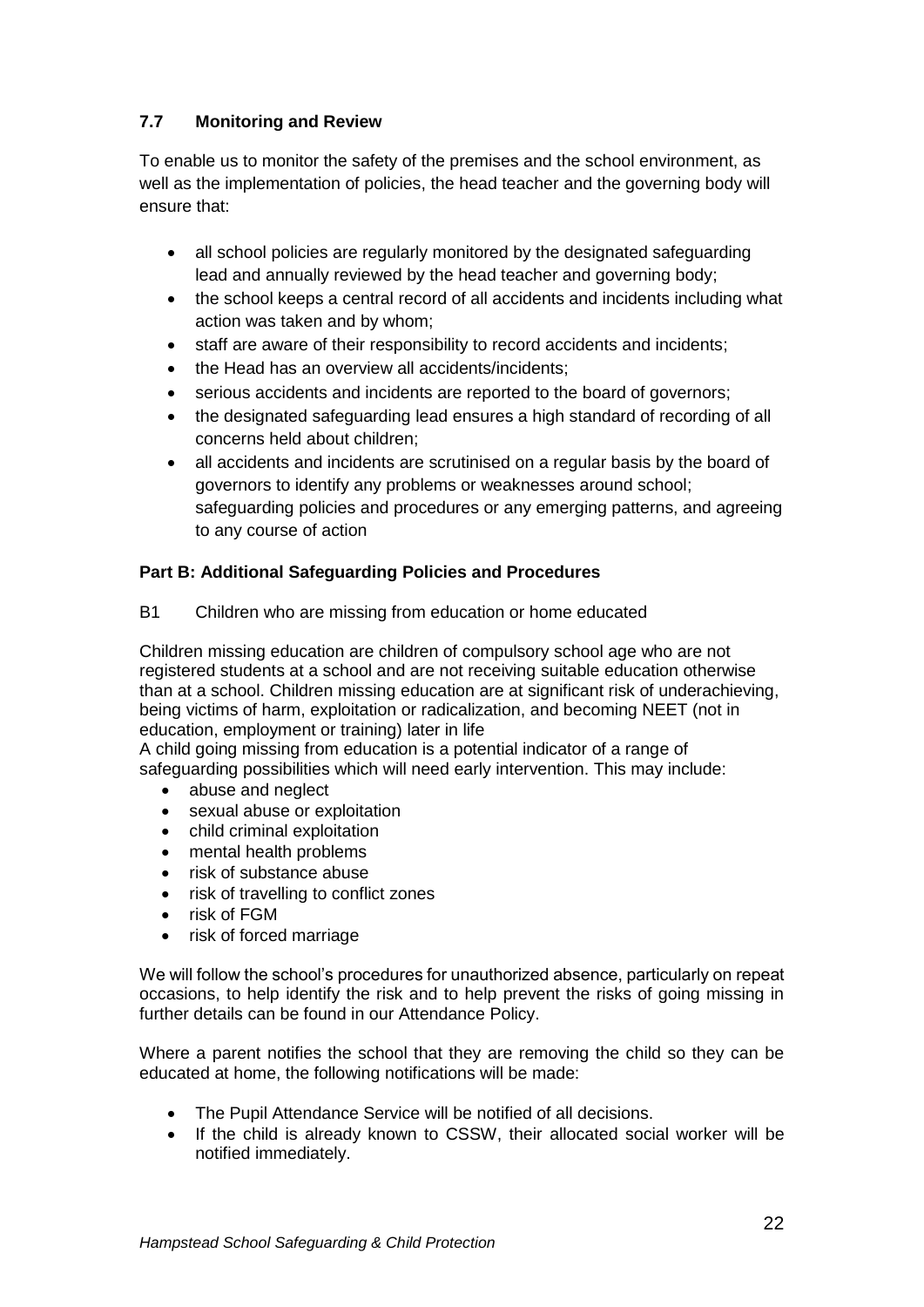### 7.7 Monitoring and Review

To enable us to monitor the safety of the premises and the school environment, as well as the implementation of policies, the head teacher and the governing body will ensure that:

- all school policies are regularly monitored by the designated safeguarding lead and annually reviewed by the head teacher and governing body;
- the school keeps a central record of all accidents and incidents including what action was taken and by whom;
- staff are aware of their responsibility to record accidents and incidents;
- the Head has an overview all accidents/incidents;
- serious accidents and incidents are reported to the board of governors;
- the designated safeguarding lead ensures a high standard of recording of all concerns held about children;
- all accidents and incidents are scrutinised on a regular basis by the board of governors to identify any problems or weaknesses around school; safeguarding policies and procedures or any emerging patterns, and agreeing to any course of action

## Part B: Additional Safeguarding Policies and Procedures

B1 Children who are missing from education or home educated

Children missing education are children of compulsory school age who are not registered students at a school and are not receiving suitable education otherwise than at a school. Children missing education are at significant risk of underachieving, being victims of harm, exploitation or radicalization, and becoming NEET (not in education, employment or training) later in life

A child going missing from education is a potential indicator of a range of safeguarding possibilities which will need early intervention. This may include:

- abuse and neglect
- sexual abuse or exploitation
- child criminal exploitation
- mental health problems
- risk of substance abuse
- risk of travelling to conflict zones
- risk of FGM
- risk of forced marriage

We will follow the school's procedures for unauthorized absence, particularly on repeat occasions, to help identify the risk and to help prevent the risks of going missing in further details can be found in our Attendance Policy.

Where a parent notifies the school that they are removing the child so they can be educated at home, the following notifications will be made:

- The Pupil Attendance Service will be notified of all decisions.
- If the child is already known to CSSW, their allocated social worker will be notified immediately.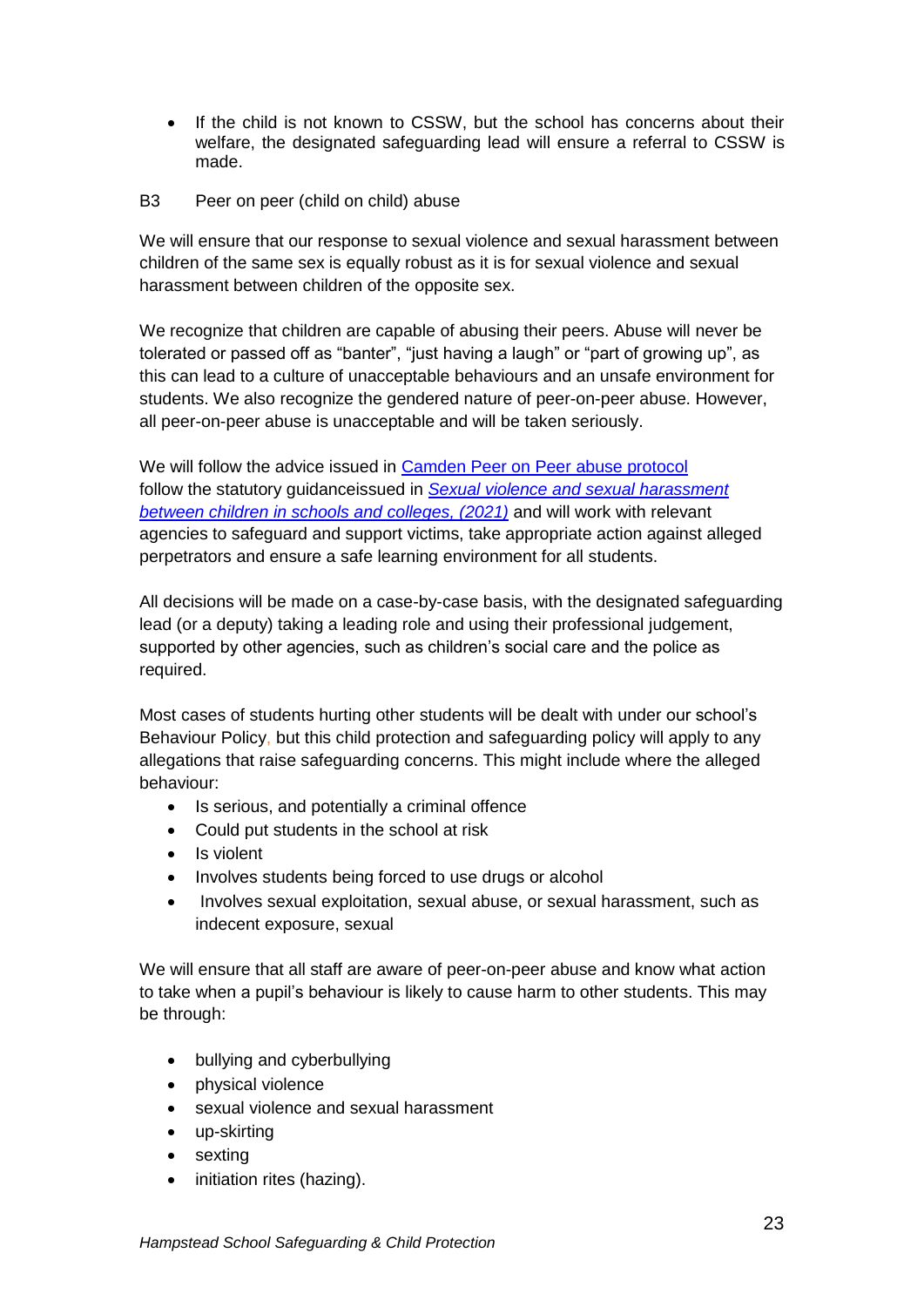- If the child is not known to CSSW, but the school has concerns about their welfare, the designated safeguarding lead will ensure a referral to CSSW is made.

B3 Peer on peer (child on child) abuse

We will ensure that our response to sexual violence and sexual harassment between children of the same sex is equally robust as it is for sexual violence and sexual harassment between children of the opposite sex.

We recognize that children are capable of abusing their peers. Abuse will never be tolerated or passed off as "banter", "just having a laugh" or "part of growing up", as this can lead to a culture of unacceptable behaviours and an unsafe environment for students. We also recognize the gendered nature of peer-on-peer abuse. However, all peer-on-peer abuse is unacceptable and will be taken seriously.

We will follow the advice issued in Camden Peer on Peer abuse protocol follow the statutory guidanceissued in *Sexual violence and sexual harassment between children in schools and colleges, (2021)* and will work with relevant agencies to safeguard and support victims, take appropriate action against alleged perpetrators and ensure a safe learning environment for all students.

All decisions will be made on a case-by-case basis, with the designated safeguarding lead (or a deputy) taking a leading role and using their professional judgement, supported by other agencies, such as children's social care and the police as required.

Most cases of students hurting other students will be dealt with under our school's Behaviour Policy, but this child protection and safeguarding policy will apply to any allegations that raise safeguarding concerns. This might include where the alleged behaviour:

- Is serious, and potentially a criminal offence
- Could put students in the school at risk
- Is violent
- Involves students being forced to use drugs or alcohol
- Involves sexual exploitation, sexual abuse, or sexual harassment, such as indecent exposure, sexual

We will ensure that all staff are aware of peer-on-peer abuse and know what action to take when a pupil's behaviour is likely to cause harm to other students. This may be through:

- bullying and cyberbullying
- physical violence
- sexual violence and sexual harassment
- up-skirting
- sexting
- initiation rites (hazing).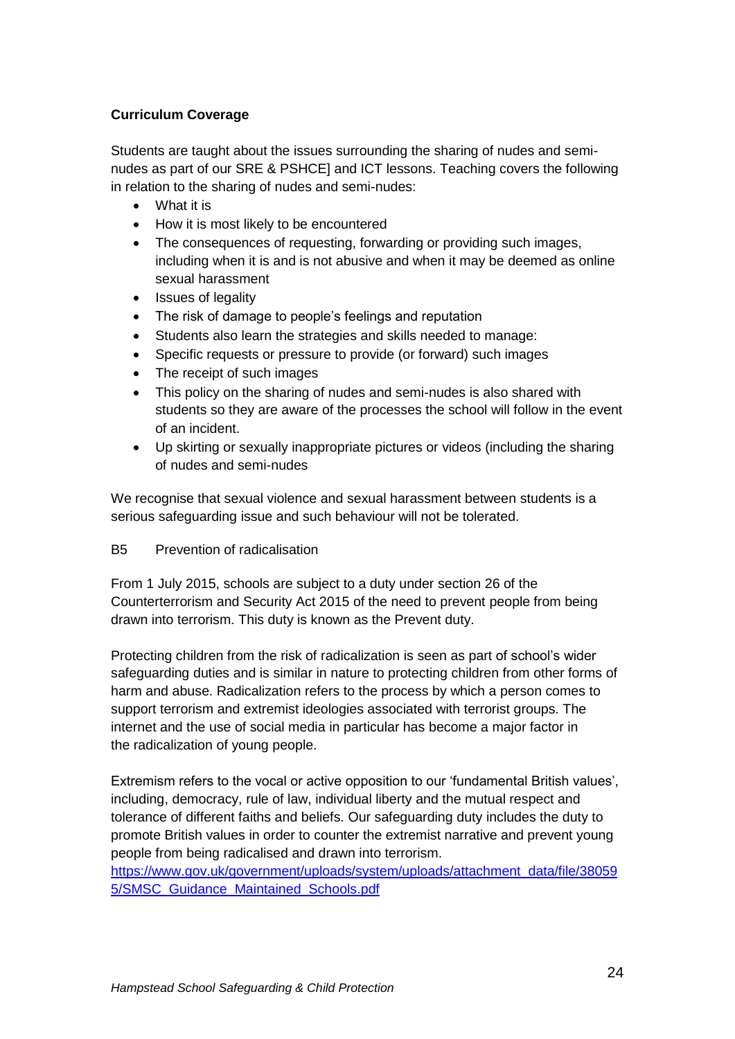**Curriculum Coverage**

Students are taught about the issues surrounding the sharing of nudes and semi-nudes as part of our SRE & PSHCE] and ICT lessons. Teaching covers the following in relation to the sharing of nudes and semi-nudes:

- What it is
- How it is most likely to be encountered
- The consequences of requesting, forwarding or providing such images, including when it is and is not abusive and when it may be deemed as online sexual harassment
- Issues of legality
- The risk of damage to people's feelings and reputation
- Students also learn the strategies and skills needed to manage:
- Specific requests or pressure to provide (or forward) such images
- The receipt of such images
- This policy on the sharing of nudes and semi-nudes is also shared with students so they are aware of the processes the school will follow in the event of an incident.
- Up skirting or sexually inappropriate pictures or videos (including the sharing of nudes and semi-nudes

We recognise that sexual violence and sexual harassment between students is a serious safeguarding issue and such behaviour will not be tolerated.

B5 Prevention of radicalisation

From 1 July 2015, schools are subject to a duty under section 26 of the Counterterrorism and Security Act 2015 of the need to prevent people from being drawn into terrorism. This duty is known as the Prevent duty.

Protecting children from the risk of radicalization is seen as part of school's wider safeguarding duties and is similar in nature to protecting children from other forms of harm and abuse. Radicalization refers to the process by which a person comes to support terrorism and extremist ideologies associated with terrorist groups. The internet and the use of social media in particular has become a major factor in the radicalization of young people.

Extremism refers to the vocal or active opposition to our 'fundamental British values', including, democracy, rule of law, individual liberty and the mutual respect and tolerance of different faiths and beliefs. Our safeguarding duty includes the duty to promote British values in order to counter the extremist narrative and prevent young people from being radicalised and drawn into terrorism.
https://www.gov.uk/government/uploads/system/uploads/attachment_data/file/380595/SMSC_Guidance_Maintained_Schools.pdf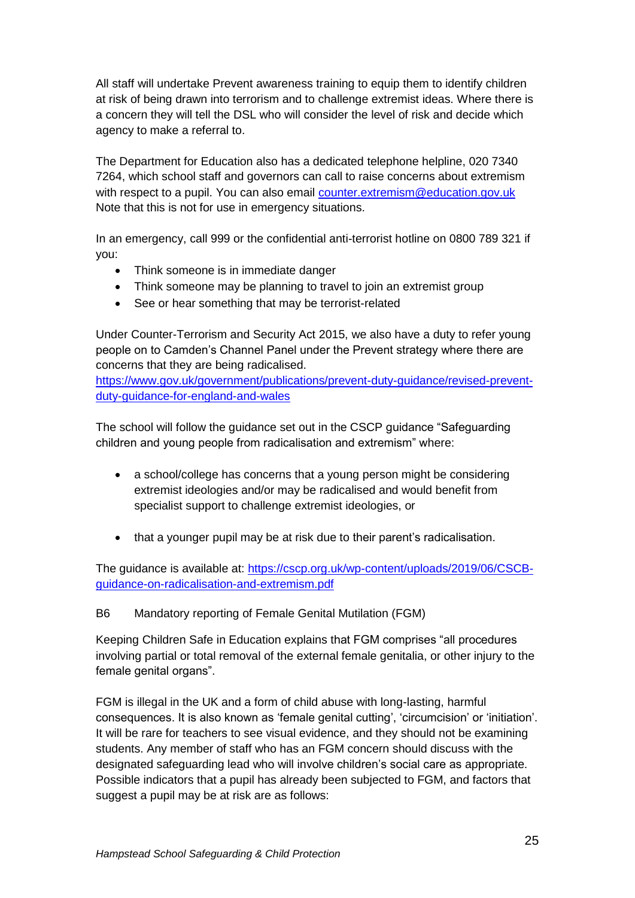All staff will undertake Prevent awareness training to equip them to identify children at risk of being drawn into terrorism and to challenge extremist ideas. Where there is a concern they will tell the DSL who will consider the level of risk and decide which agency to make a referral to.

The Department for Education also has a dedicated telephone helpline, 020 7340 7264, which school staff and governors can call to raise concerns about extremism with respect to a pupil. You can also email [counter.extremism@education.gov.uk](mailto:counter.extremism@education.gov.uk) Note that this is not for use in emergency situations.

In an emergency, call 999 or the confidential anti-terrorist hotline on 0800 789 321 if you:

- Think someone is in immediate danger
- Think someone may be planning to travel to join an extremist group
- See or hear something that may be terrorist-related

Under Counter-Terrorism and Security Act 2015, we also have a duty to refer young people on to Camden's Channel Panel under the Prevent strategy where there are concerns that they are being radicalised.
[https://www.gov.uk/government/publications/prevent-duty-guidance/revised-prevent-duty-guidance-for-england-and-wales](https://www.gov.uk/government/publications/prevent-duty-guidance/revised-prevent-duty-guidance-for-england-and-wales)

The school will follow the guidance set out in the CSCP guidance "Safeguarding children and young people from radicalisation and extremism" where:

- a school/college has concerns that a young person might be considering extremist ideologies and/or may be radicalised and would benefit from specialist support to challenge extremist ideologies, or

- that a younger pupil may be at risk due to their parent's radicalisation.

The guidance is available at: [https://cscp.org.uk/wp-content/uploads/2019/06/CSCB-guidance-on-radicalisation-and-extremism.pdf](https://cscp.org.uk/wp-content/uploads/2019/06/CSCB-guidance-on-radicalisation-and-extremism.pdf)

B6 Mandatory reporting of Female Genital Mutilation (FGM)

Keeping Children Safe in Education explains that FGM comprises "all procedures involving partial or total removal of the external female genitalia, or other injury to the female genital organs".

FGM is illegal in the UK and a form of child abuse with long-lasting, harmful consequences. It is also known as 'female genital cutting', 'circumcision' or 'initiation'. It will be rare for teachers to see visual evidence, and they should not be examining students. Any member of staff who has an FGM concern should discuss with the designated safeguarding lead who will involve children's social care as appropriate. Possible indicators that a pupil has already been subjected to FGM, and factors that suggest a pupil may be at risk are as follows: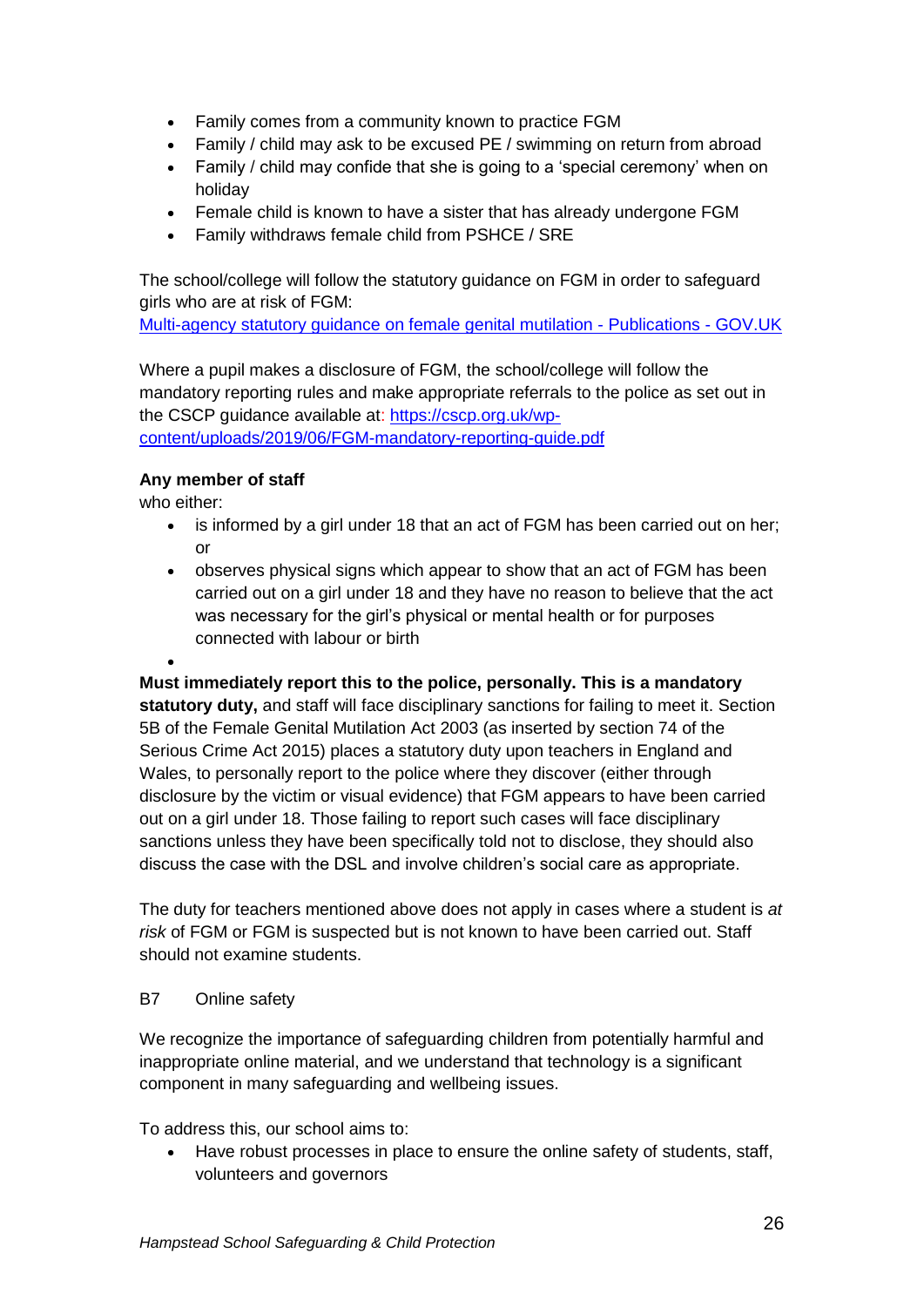- Family comes from a community known to practice FGM
- Family / child may ask to be excused PE / swimming on return from abroad
- Family / child may confide that she is going to a 'special ceremony' when on holiday
- Female child is known to have a sister that has already undergone FGM
- Family withdraws female child from PSHCE / SRE

The school/college will follow the statutory guidance on FGM in order to safeguard girls who are at risk of FGM:
[Multi-agency statutory guidance on female genital mutilation - Publications - GOV.UK](#)

Where a pupil makes a disclosure of FGM, the school/college will follow the mandatory reporting rules and make appropriate referrals to the police as set out in the CSCP guidance available at: [https://cscp.org.uk/wp-content/uploads/2019/06/FGM-mandatory-reporting-guide.pdf](https://cscp.org.uk/wp-content/uploads/2019/06/FGM-mandatory-reporting-guide.pdf)

**Any member of staff**
who either:

- is informed by a girl under 18 that an act of FGM has been carried out on her; or
- observes physical signs which appear to show that an act of FGM has been carried out on a girl under 18 and they have no reason to believe that the act was necessary for the girl's physical or mental health or for purposes connected with labour or birth

**Must immediately report this to the police, personally. This is a mandatory statutory duty,** and staff will face disciplinary sanctions for failing to meet it. Section 5B of the Female Genital Mutilation Act 2003 (as inserted by section 74 of the Serious Crime Act 2015) places a statutory duty upon teachers in England and Wales, to personally report to the police where they discover (either through disclosure by the victim or visual evidence) that FGM appears to have been carried out on a girl under 18. Those failing to report such cases will face disciplinary sanctions unless they have been specifically told not to disclose, they should also discuss the case with the DSL and involve children's social care as appropriate.

The duty for teachers mentioned above does not apply in cases where a student is *at risk* of FGM or FGM is suspected but is not known to have been carried out. Staff should not examine students.

B7 Online safety

We recognize the importance of safeguarding children from potentially harmful and inappropriate online material, and we understand that technology is a significant component in many safeguarding and wellbeing issues.

To address this, our school aims to:

- Have robust processes in place to ensure the online safety of students, staff, volunteers and governors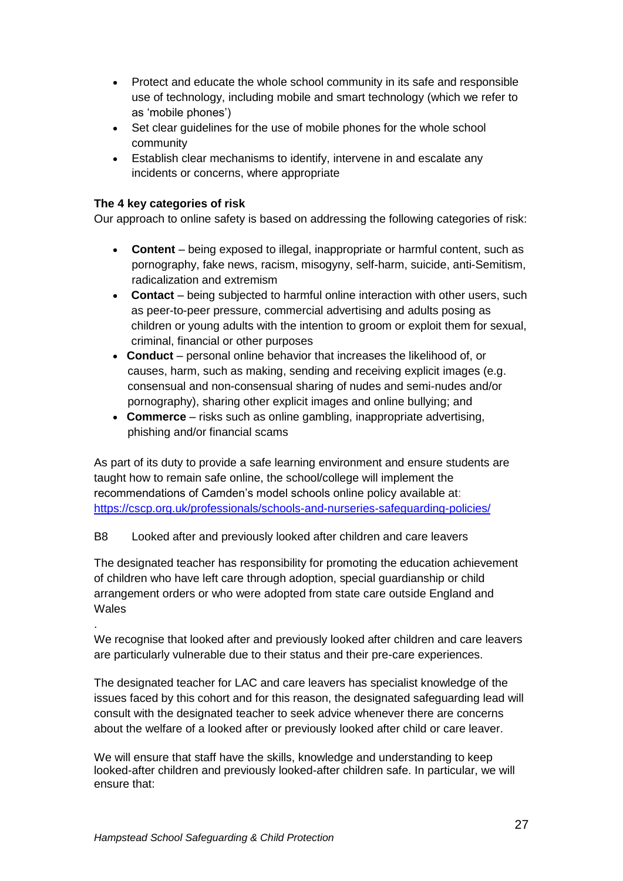- Protect and educate the whole school community in its safe and responsible use of technology, including mobile and smart technology (which we refer to as 'mobile phones')
- Set clear guidelines for the use of mobile phones for the whole school community
- Establish clear mechanisms to identify, intervene in and escalate any incidents or concerns, where appropriate

**The 4 key categories of risk**

Our approach to online safety is based on addressing the following categories of risk:

- **Content** – being exposed to illegal, inappropriate or harmful content, such as pornography, fake news, racism, misogyny, self-harm, suicide, anti-Semitism, radicalization and extremism
- **Contact** – being subjected to harmful online interaction with other users, such as peer-to-peer pressure, commercial advertising and adults posing as children or young adults with the intention to groom or exploit them for sexual, criminal, financial or other purposes
- **Conduct** – personal online behavior that increases the likelihood of, or causes, harm, such as making, sending and receiving explicit images (e.g. consensual and non-consensual sharing of nudes and semi-nudes and/or pornography), sharing other explicit images and online bullying; and
- **Commerce** – risks such as online gambling, inappropriate advertising, phishing and/or financial scams

As part of its duty to provide a safe learning environment and ensure students are taught how to remain safe online, the school/college will implement the recommendations of Camden's model schools online policy available at: [https://cscp.org.uk/professionals/schools-and-nurseries-safeguarding-policies/](https://cscp.org.uk/professionals/schools-and-nurseries-safeguarding-policies/)

B8 Looked after and previously looked after children and care leavers

The designated teacher has responsibility for promoting the education achievement of children who have left care through adoption, special guardianship or child arrangement orders or who were adopted from state care outside England and Wales

.

We recognise that looked after and previously looked after children and care leavers are particularly vulnerable due to their status and their pre-care experiences.

The designated teacher for LAC and care leavers has specialist knowledge of the issues faced by this cohort and for this reason, the designated safeguarding lead will consult with the designated teacher to seek advice whenever there are concerns about the welfare of a looked after or previously looked after child or care leaver.

We will ensure that staff have the skills, knowledge and understanding to keep looked-after children and previously looked-after children safe. In particular, we will ensure that: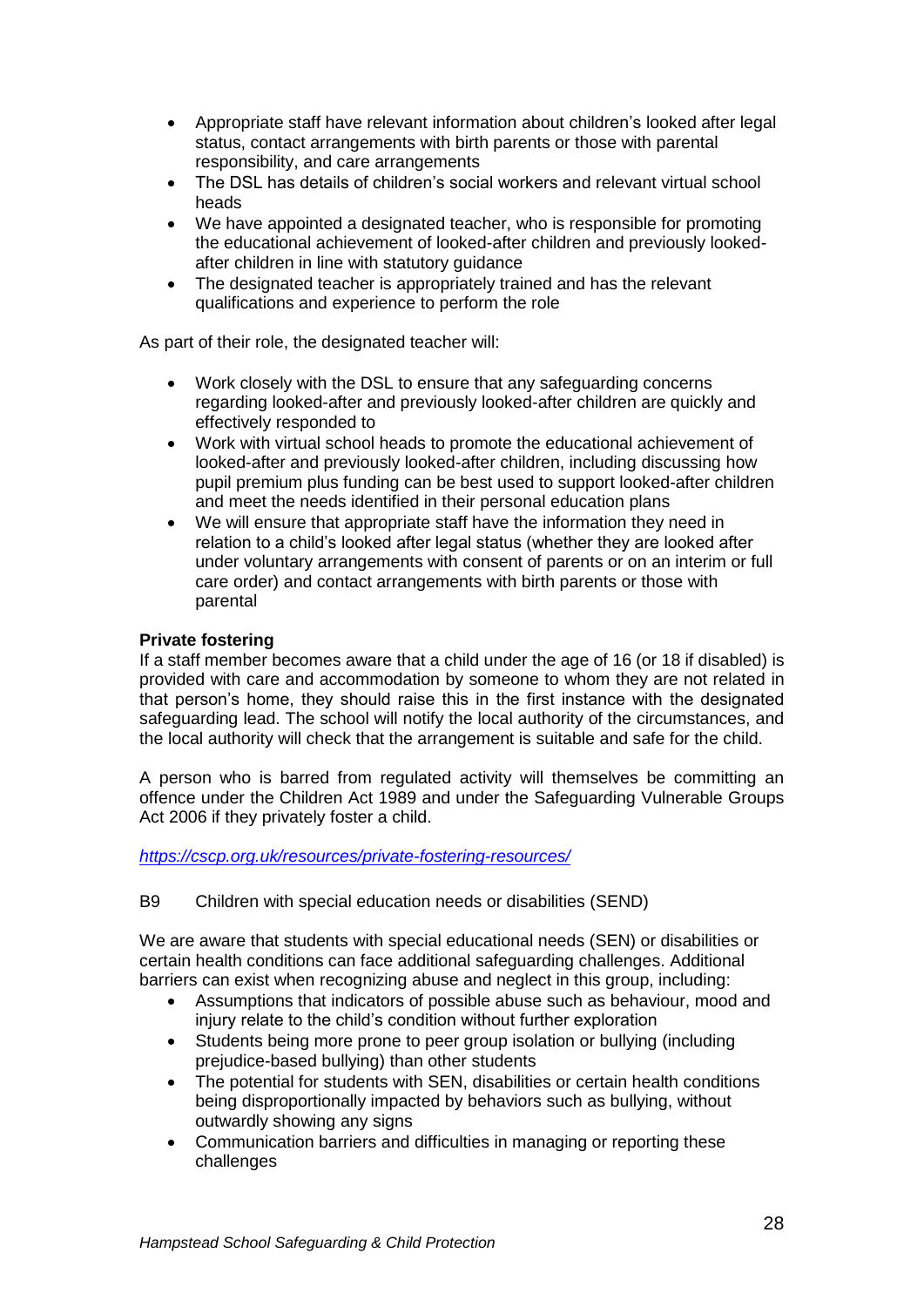- Appropriate staff have relevant information about children's looked after legal status, contact arrangements with birth parents or those with parental responsibility, and care arrangements
- The DSL has details of children's social workers and relevant virtual school heads
- We have appointed a designated teacher, who is responsible for promoting the educational achievement of looked-after children and previously looked-after children in line with statutory guidance
- The designated teacher is appropriately trained and has the relevant qualifications and experience to perform the role

As part of their role, the designated teacher will:

- Work closely with the DSL to ensure that any safeguarding concerns regarding looked-after and previously looked-after children are quickly and effectively responded to
- Work with virtual school heads to promote the educational achievement of looked-after and previously looked-after children, including discussing how pupil premium plus funding can be best used to support looked-after children and meet the needs identified in their personal education plans
- We will ensure that appropriate staff have the information they need in relation to a child's looked after legal status (whether they are looked after under voluntary arrangements with consent of parents or on an interim or full care order) and contact arrangements with birth parents or those with parental

**Private fostering**

If a staff member becomes aware that a child under the age of 16 (or 18 if disabled) is provided with care and accommodation by someone to whom they are not related in that person's home, they should raise this in the first instance with the designated safeguarding lead. The school will notify the local authority of the circumstances, and the local authority will check that the arrangement is suitable and safe for the child.

A person who is barred from regulated activity will themselves be committing an offence under the Children Act 1989 and under the Safeguarding Vulnerable Groups Act 2006 if they privately foster a child.

*https://cscp.org.uk/resources/private-fostering-resources/*

B9 Children with special education needs or disabilities (SEND)

We are aware that students with special educational needs (SEN) or disabilities or certain health conditions can face additional safeguarding challenges. Additional barriers can exist when recognizing abuse and neglect in this group, including:

- Assumptions that indicators of possible abuse such as behaviour, mood and injury relate to the child's condition without further exploration
- Students being more prone to peer group isolation or bullying (including prejudice-based bullying) than other students
- The potential for students with SEN, disabilities or certain health conditions being disproportionally impacted by behaviors such as bullying, without outwardly showing any signs
- Communication barriers and difficulties in managing or reporting these challenges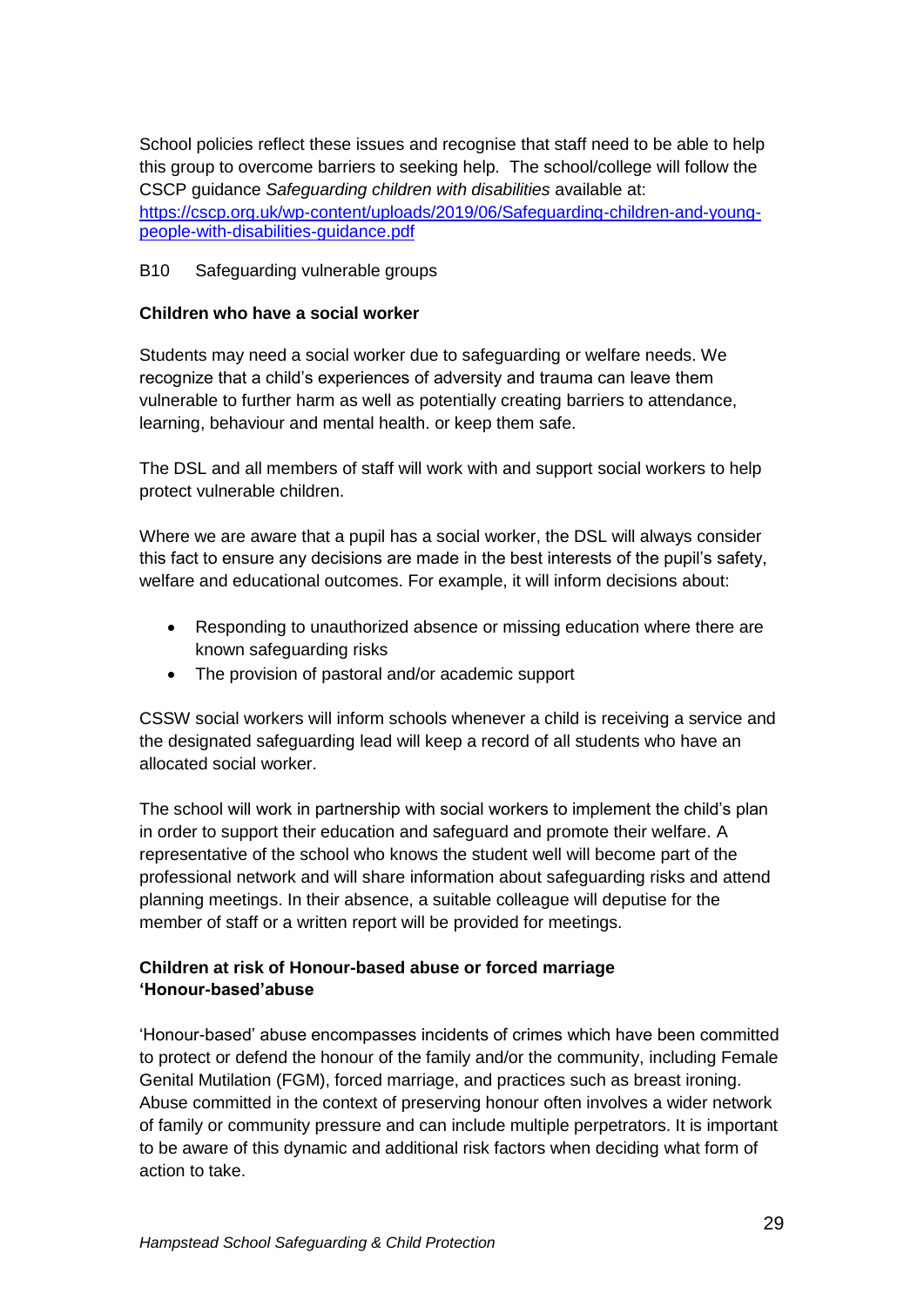School policies reflect these issues and recognise that staff need to be able to help this group to overcome barriers to seeking help. The school/college will follow the CSCP guidance *Safeguarding children with disabilities* available at: [https://cscp.org.uk/wp-content/uploads/2019/06/Safeguarding-children-and-young-people-with-disabilities-guidance.pdf](https://cscp.org.uk/wp-content/uploads/2019/06/Safeguarding-children-and-young-people-with-disabilities-guidance.pdf)

B10 Safeguarding vulnerable groups

**Children who have a social worker**

Students may need a social worker due to safeguarding or welfare needs. We recognize that a child's experiences of adversity and trauma can leave them vulnerable to further harm as well as potentially creating barriers to attendance, learning, behaviour and mental health. or keep them safe.

The DSL and all members of staff will work with and support social workers to help protect vulnerable children.

Where we are aware that a pupil has a social worker, the DSL will always consider this fact to ensure any decisions are made in the best interests of the pupil's safety, welfare and educational outcomes. For example, it will inform decisions about:

- Responding to unauthorized absence or missing education where there are known safeguarding risks
- The provision of pastoral and/or academic support

CSSW social workers will inform schools whenever a child is receiving a service and the designated safeguarding lead will keep a record of all students who have an allocated social worker.

The school will work in partnership with social workers to implement the child's plan in order to support their education and safeguard and promote their welfare. A representative of the school who knows the student well will become part of the professional network and will share information about safeguarding risks and attend planning meetings. In their absence, a suitable colleague will deputise for the member of staff or a written report will be provided for meetings.

**Children at risk of Honour-based abuse or forced marriage**
**'Honour-based'abuse**

'Honour-based' abuse encompasses incidents of crimes which have been committed to protect or defend the honour of the family and/or the community, including Female Genital Mutilation (FGM), forced marriage, and practices such as breast ironing. Abuse committed in the context of preserving honour often involves a wider network of family or community pressure and can include multiple perpetrators. It is important to be aware of this dynamic and additional risk factors when deciding what form of action to take.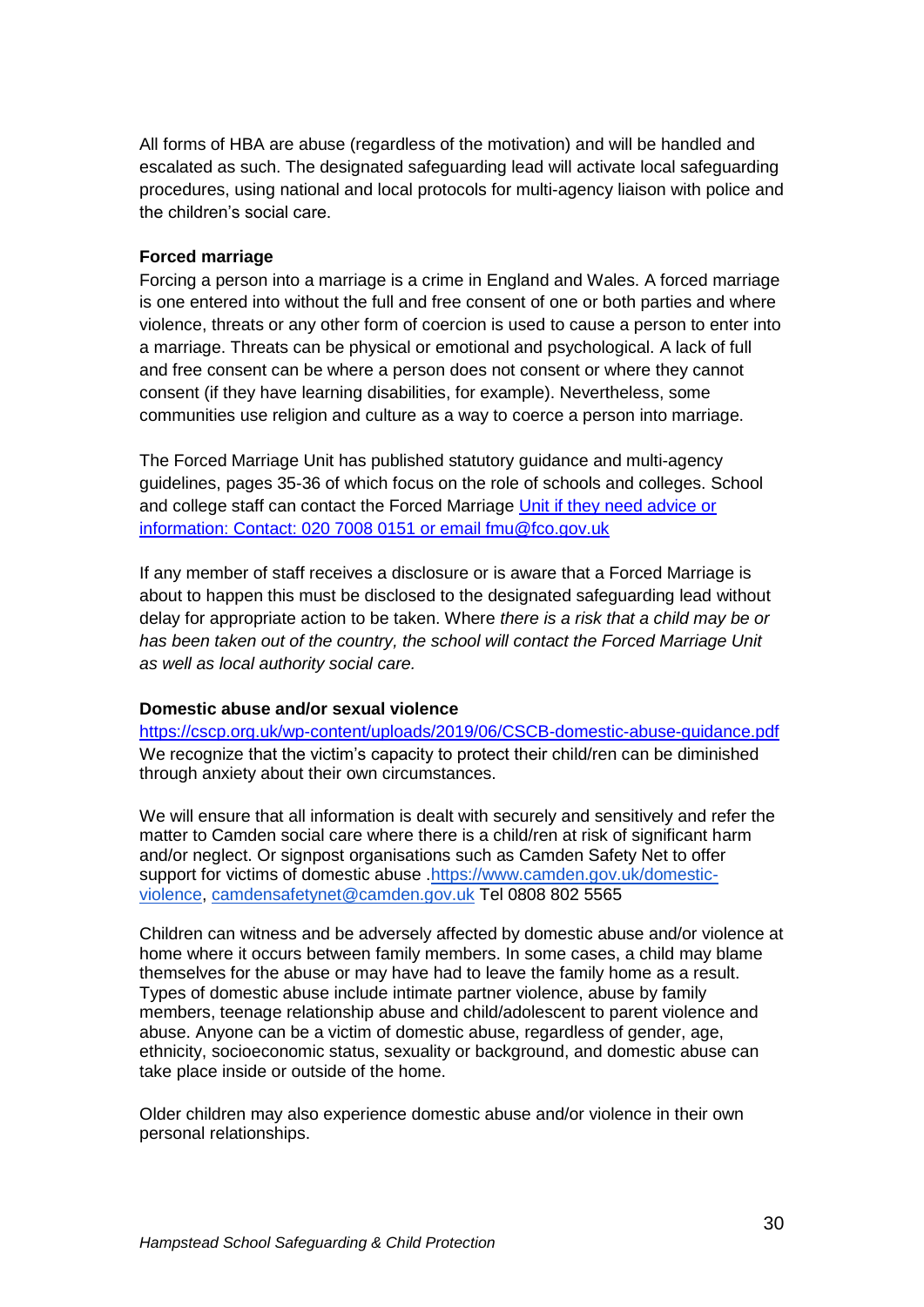All forms of HBA are abuse (regardless of the motivation) and will be handled and escalated as such. The designated safeguarding lead will activate local safeguarding procedures, using national and local protocols for multi-agency liaison with police and the children's social care.

**Forced marriage**

Forcing a person into a marriage is a crime in England and Wales. A forced marriage is one entered into without the full and free consent of one or both parties and where violence, threats or any other form of coercion is used to cause a person to enter into a marriage. Threats can be physical or emotional and psychological. A lack of full and free consent can be where a person does not consent or where they cannot consent (if they have learning disabilities, for example). Nevertheless, some communities use religion and culture as a way to coerce a person into marriage.

The Forced Marriage Unit has published statutory guidance and multi-agency guidelines, pages 35-36 of which focus on the role of schools and colleges. School and college staff can contact the Forced Marriage Unit if they need advice or information: Contact: 020 7008 0151 or email fmu@fco.gov.uk

If any member of staff receives a disclosure or is aware that a Forced Marriage is about to happen this must be disclosed to the designated safeguarding lead without delay for appropriate action to be taken. Where *there is a risk that a child may be or has been taken out of the country, the school will contact the Forced Marriage Unit as well as local authority social care.*

**Domestic abuse and/or sexual violence**

https://cscp.org.uk/wp-content/uploads/2019/06/CSCB-domestic-abuse-guidance.pdf

We recognize that the victim's capacity to protect their child/ren can be diminished through anxiety about their own circumstances.

We will ensure that all information is dealt with securely and sensitively and refer the matter to Camden social care where there is a child/ren at risk of significant harm and/or neglect. Or signpost organisations such as Camden Safety Net to offer support for victims of domestic abuse .https://www.camden.gov.uk/domestic-violence, camdensafetynet@camden.gov.uk Tel 0808 802 5565

Children can witness and be adversely affected by domestic abuse and/or violence at home where it occurs between family members. In some cases, a child may blame themselves for the abuse or may have had to leave the family home as a result. Types of domestic abuse include intimate partner violence, abuse by family members, teenage relationship abuse and child/adolescent to parent violence and abuse. Anyone can be a victim of domestic abuse, regardless of gender, age, ethnicity, socioeconomic status, sexuality or background, and domestic abuse can take place inside or outside of the home.

Older children may also experience domestic abuse and/or violence in their own personal relationships.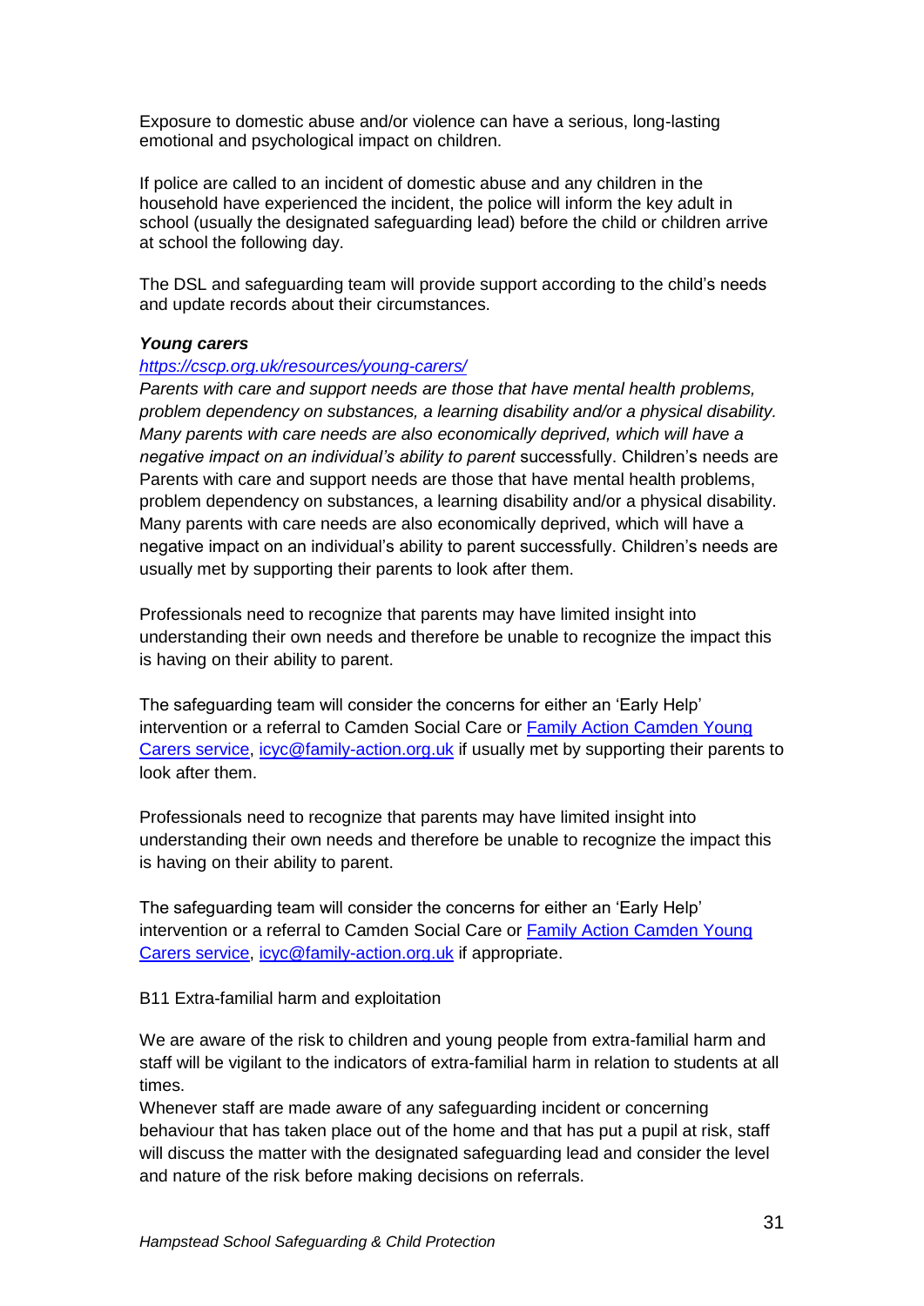Exposure to domestic abuse and/or violence can have a serious, long-lasting emotional and psychological impact on children.

If police are called to an incident of domestic abuse and any children in the household have experienced the incident, the police will inform the key adult in school (usually the designated safeguarding lead) before the child or children arrive at school the following day.

The DSL and safeguarding team will provide support according to the child's needs and update records about their circumstances.

***Young carers***

*[https://cscp.org.uk/resources/young-carers/](https://cscp.org.uk/resources/young-carers/)*

*Parents with care and support needs are those that have mental health problems, problem dependency on substances, a learning disability and/or a physical disability. Many parents with care needs are also economically deprived, which will have a negative impact on an individual's ability to parent* successfully. Children's needs are Parents with care and support needs are those that have mental health problems, problem dependency on substances, a learning disability and/or a physical disability. Many parents with care needs are also economically deprived, which will have a negative impact on an individual's ability to parent successfully. Children's needs are usually met by supporting their parents to look after them.

Professionals need to recognize that parents may have limited insight into understanding their own needs and therefore be unable to recognize the impact this is having on their ability to parent.

The safeguarding team will consider the concerns for either an 'Early Help' intervention or a referral to Camden Social Care or Family Action Camden Young Carers service, icyc@family-action.org.uk if usually met by supporting their parents to look after them.

Professionals need to recognize that parents may have limited insight into understanding their own needs and therefore be unable to recognize the impact this is having on their ability to parent.

The safeguarding team will consider the concerns for either an 'Early Help' intervention or a referral to Camden Social Care or Family Action Camden Young Carers service, icyc@family-action.org.uk if appropriate.

B11 Extra-familial harm and exploitation

We are aware of the risk to children and young people from extra-familial harm and staff will be vigilant to the indicators of extra-familial harm in relation to students at all times.
Whenever staff are made aware of any safeguarding incident or concerning behaviour that has taken place out of the home and that has put a pupil at risk, staff will discuss the matter with the designated safeguarding lead and consider the level and nature of the risk before making decisions on referrals.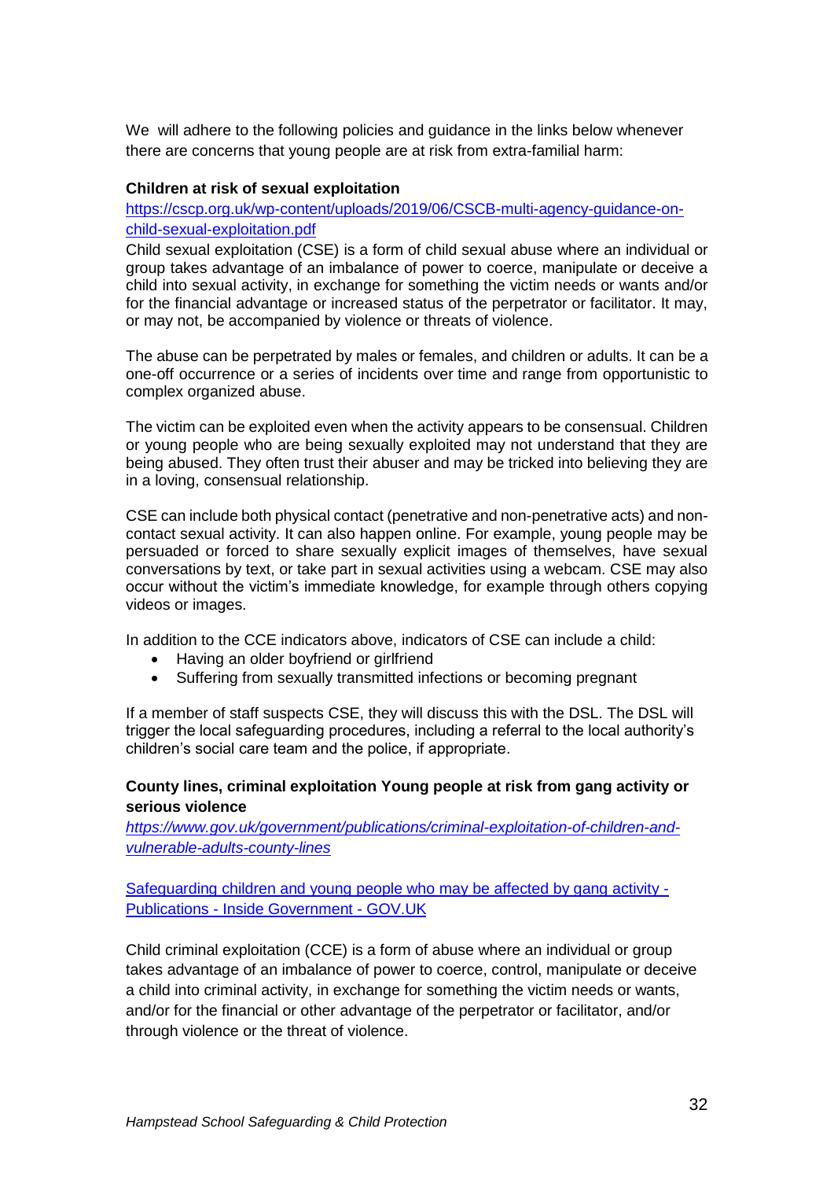We will adhere to the following policies and guidance in the links below whenever there are concerns that young people are at risk from extra-familial harm:

**Children at risk of sexual exploitation**

[https://cscp.org.uk/wp-content/uploads/2019/06/CSCB-multi-agency-guidance-on-child-sexual-exploitation.pdf](https://cscp.org.uk/wp-content/uploads/2019/06/CSCB-multi-agency-guidance-on-child-sexual-exploitation.pdf)

Child sexual exploitation (CSE) is a form of child sexual abuse where an individual or group takes advantage of an imbalance of power to coerce, manipulate or deceive a child into sexual activity, in exchange for something the victim needs or wants and/or for the financial advantage or increased status of the perpetrator or facilitator. It may, or may not, be accompanied by violence or threats of violence.

The abuse can be perpetrated by males or females, and children or adults. It can be a one-off occurrence or a series of incidents over time and range from opportunistic to complex organized abuse.

The victim can be exploited even when the activity appears to be consensual. Children or young people who are being sexually exploited may not understand that they are being abused. They often trust their abuser and may be tricked into believing they are in a loving, consensual relationship.

CSE can include both physical contact (penetrative and non-penetrative acts) and non-contact sexual activity. It can also happen online. For example, young people may be persuaded or forced to share sexually explicit images of themselves, have sexual conversations by text, or take part in sexual activities using a webcam. CSE may also occur without the victim's immediate knowledge, for example through others copying videos or images.

In addition to the CCE indicators above, indicators of CSE can include a child:

- Having an older boyfriend or girlfriend
- Suffering from sexually transmitted infections or becoming pregnant

If a member of staff suspects CSE, they will discuss this with the DSL. The DSL will trigger the local safeguarding procedures, including a referral to the local authority's children's social care team and the police, if appropriate.

**County lines, criminal exploitation Young people at risk from gang activity or serious violence**

*[https://www.gov.uk/government/publications/criminal-exploitation-of-children-and-vulnerable-adults-county-lines](https://www.gov.uk/government/publications/criminal-exploitation-of-children-and-vulnerable-adults-county-lines)*

[Safeguarding children and young people who may be affected by gang activity - Publications - Inside Government - GOV.UK]()

Child criminal exploitation (CCE) is a form of abuse where an individual or group takes advantage of an imbalance of power to coerce, control, manipulate or deceive a child into criminal activity, in exchange for something the victim needs or wants, and/or for the financial or other advantage of the perpetrator or facilitator, and/or through violence or the threat of violence.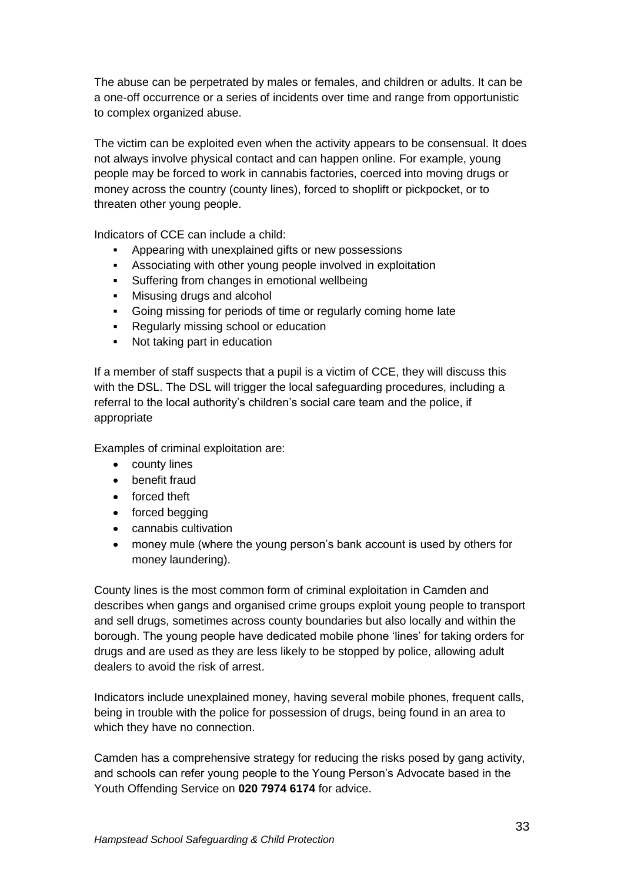The abuse can be perpetrated by males or females, and children or adults. It can be a one-off occurrence or a series of incidents over time and range from opportunistic to complex organized abuse.

The victim can be exploited even when the activity appears to be consensual. It does not always involve physical contact and can happen online. For example, young people may be forced to work in cannabis factories, coerced into moving drugs or money across the country (county lines), forced to shoplift or pickpocket, or to threaten other young people.

Indicators of CCE can include a child:

- Appearing with unexplained gifts or new possessions
- Associating with other young people involved in exploitation
- Suffering from changes in emotional wellbeing
- Misusing drugs and alcohol
- Going missing for periods of time or regularly coming home late
- Regularly missing school or education
- Not taking part in education

If a member of staff suspects that a pupil is a victim of CCE, they will discuss this with the DSL. The DSL will trigger the local safeguarding procedures, including a referral to the local authority's children's social care team and the police, if appropriate

Examples of criminal exploitation are:

- county lines
- benefit fraud
- forced theft
- forced begging
- cannabis cultivation
- money mule (where the young person's bank account is used by others for money laundering).

County lines is the most common form of criminal exploitation in Camden and describes when gangs and organised crime groups exploit young people to transport and sell drugs, sometimes across county boundaries but also locally and within the borough. The young people have dedicated mobile phone 'lines' for taking orders for drugs and are used as they are less likely to be stopped by police, allowing adult dealers to avoid the risk of arrest.

Indicators include unexplained money, having several mobile phones, frequent calls, being in trouble with the police for possession of drugs, being found in an area to which they have no connection.

Camden has a comprehensive strategy for reducing the risks posed by gang activity, and schools can refer young people to the Young Person's Advocate based in the Youth Offending Service on **020 7974 6174** for advice.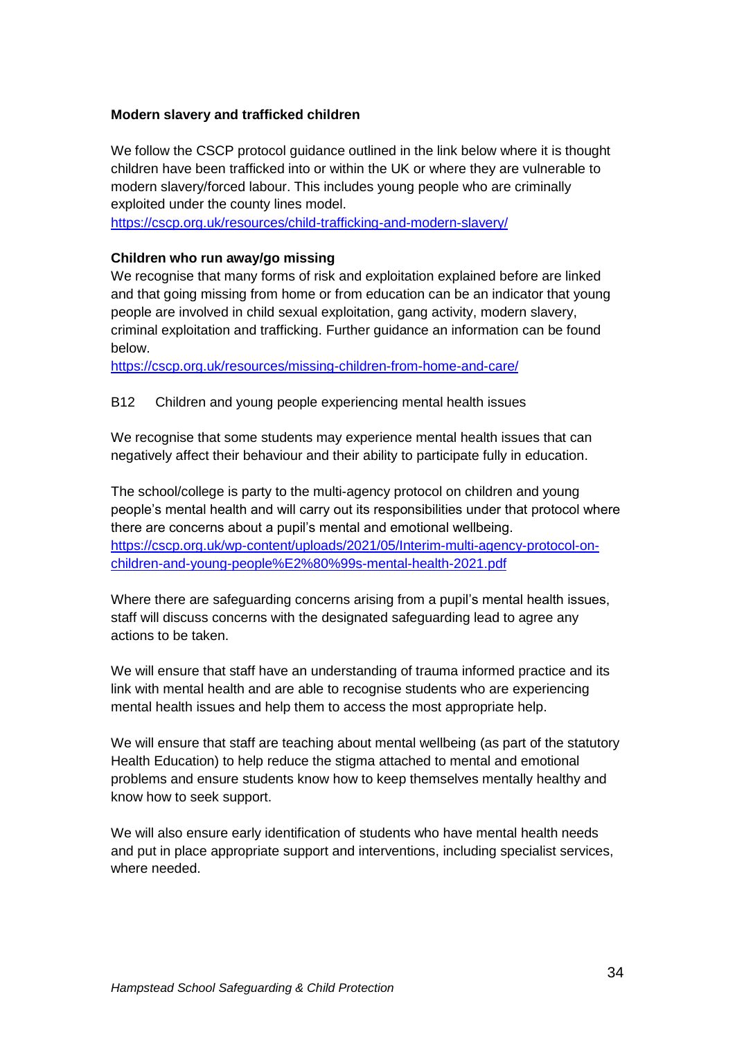**Modern slavery and trafficked children**

We follow the CSCP protocol guidance outlined in the link below where it is thought children have been trafficked into or within the UK or where they are vulnerable to modern slavery/forced labour. This includes young people who are criminally exploited under the county lines model.
https://cscp.org.uk/resources/child-trafficking-and-modern-slavery/

**Children who run away/go missing**

We recognise that many forms of risk and exploitation explained before are linked and that going missing from home or from education can be an indicator that young people are involved in child sexual exploitation, gang activity, modern slavery, criminal exploitation and trafficking. Further guidance an information can be found below.
https://cscp.org.uk/resources/missing-children-from-home-and-care/

B12 Children and young people experiencing mental health issues

We recognise that some students may experience mental health issues that can negatively affect their behaviour and their ability to participate fully in education.

The school/college is party to the multi-agency protocol on children and young people's mental health and will carry out its responsibilities under that protocol where there are concerns about a pupil's mental and emotional wellbeing.
https://cscp.org.uk/wp-content/uploads/2021/05/Interim-multi-agency-protocol-on-children-and-young-people%E2%80%99s-mental-health-2021.pdf

Where there are safeguarding concerns arising from a pupil's mental health issues, staff will discuss concerns with the designated safeguarding lead to agree any actions to be taken.

We will ensure that staff have an understanding of trauma informed practice and its link with mental health and are able to recognise students who are experiencing mental health issues and help them to access the most appropriate help.

We will ensure that staff are teaching about mental wellbeing (as part of the statutory Health Education) to help reduce the stigma attached to mental and emotional problems and ensure students know how to keep themselves mentally healthy and know how to seek support.

We will also ensure early identification of students who have mental health needs and put in place appropriate support and interventions, including specialist services, where needed.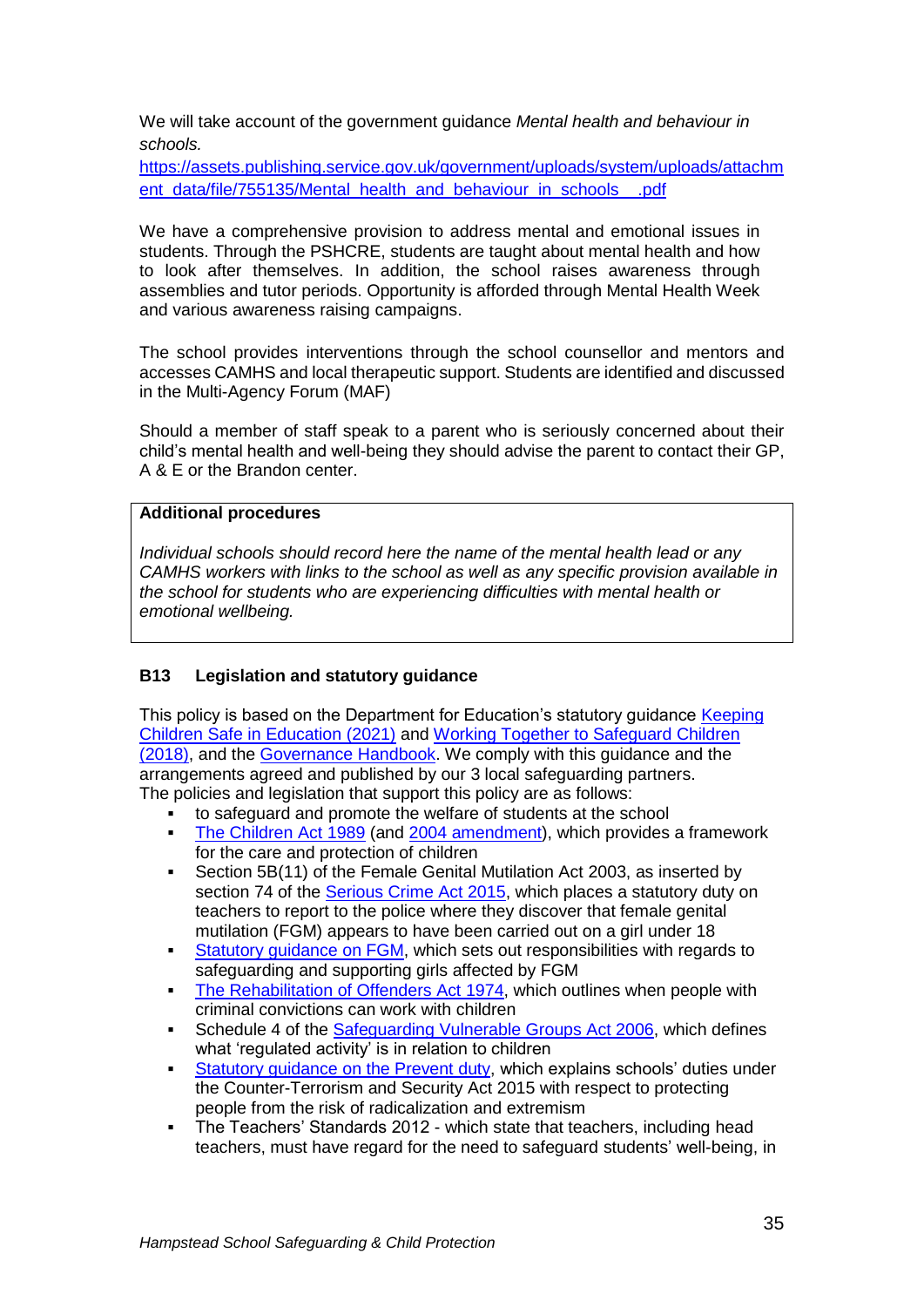We will take account of the government guidance *Mental health and behaviour in schools.*
[https://assets.publishing.service.gov.uk/government/uploads/system/uploads/attachment_data/file/755135/Mental_health_and_behaviour_in_schools__.pdf](https://assets.publishing.service.gov.uk/government/uploads/system/uploads/attachment_data/file/755135/Mental_health_and_behaviour_in_schools__.pdf)

We have a comprehensive provision to address mental and emotional issues in students. Through the PSHCRE, students are taught about mental health and how to look after themselves. In addition, the school raises awareness through assemblies and tutor periods. Opportunity is afforded through Mental Health Week and various awareness raising campaigns.

The school provides interventions through the school counsellor and mentors and accesses CAMHS and local therapeutic support. Students are identified and discussed in the Multi-Agency Forum (MAF)

Should a member of staff speak to a parent who is seriously concerned about their child's mental health and well-being they should advise the parent to contact their GP, A & E or the Brandon center.

| **Additional procedures** |
| --- |
| *Individual schools should record here the name of the mental health lead or any CAMHS workers with links to the school as well as any specific provision available in the school for students who are experiencing difficulties with mental health or emotional wellbeing.* |

### B13 Legislation and statutory guidance

This policy is based on the Department for Education's statutory guidance Keeping Children Safe in Education (2021) and Working Together to Safeguard Children (2018), and the Governance Handbook. We comply with this guidance and the arrangements agreed and published by our 3 local safeguarding partners.
The policies and legislation that support this policy are as follows:

- to safeguard and promote the welfare of students at the school
- The Children Act 1989 (and 2004 amendment), which provides a framework for the care and protection of children
- Section 5B(11) of the Female Genital Mutilation Act 2003, as inserted by section 74 of the Serious Crime Act 2015, which places a statutory duty on teachers to report to the police where they discover that female genital mutilation (FGM) appears to have been carried out on a girl under 18
- Statutory guidance on FGM, which sets out responsibilities with regards to safeguarding and supporting girls affected by FGM
- The Rehabilitation of Offenders Act 1974, which outlines when people with criminal convictions can work with children
- Schedule 4 of the Safeguarding Vulnerable Groups Act 2006, which defines what 'regulated activity' is in relation to children
- Statutory guidance on the Prevent duty, which explains schools' duties under the Counter-Terrorism and Security Act 2015 with respect to protecting people from the risk of radicalization and extremism
- The Teachers' Standards 2012 - which state that teachers, including head teachers, must have regard for the need to safeguard students' well-being, in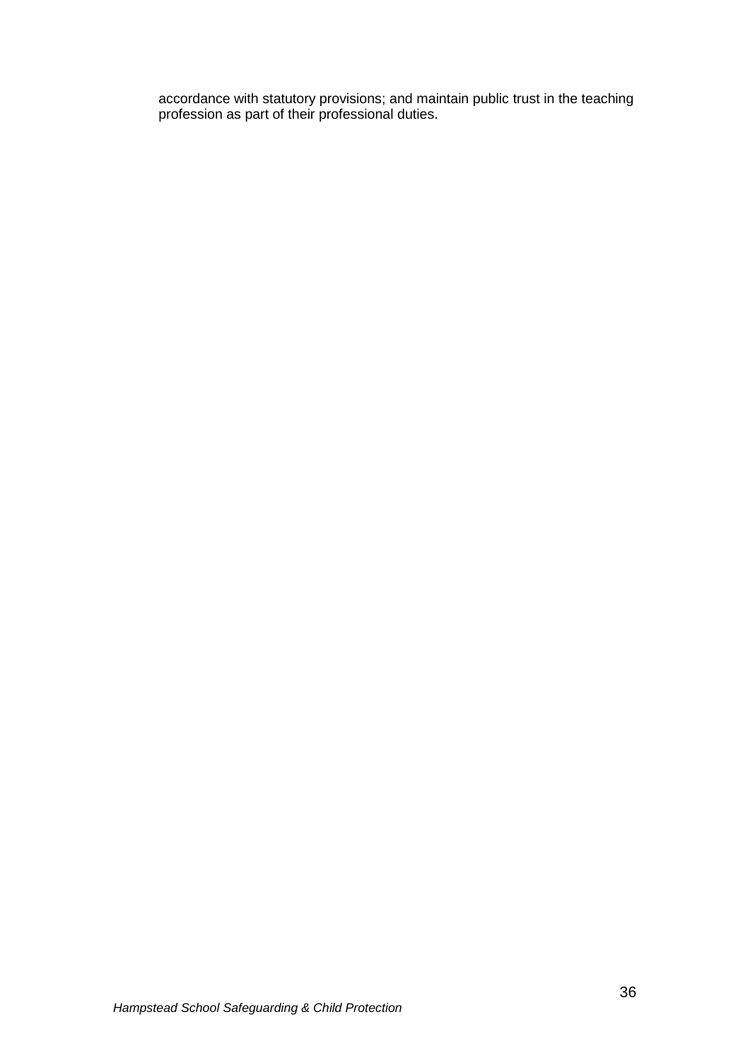accordance with statutory provisions; and maintain public trust in the teaching profession as part of their professional duties.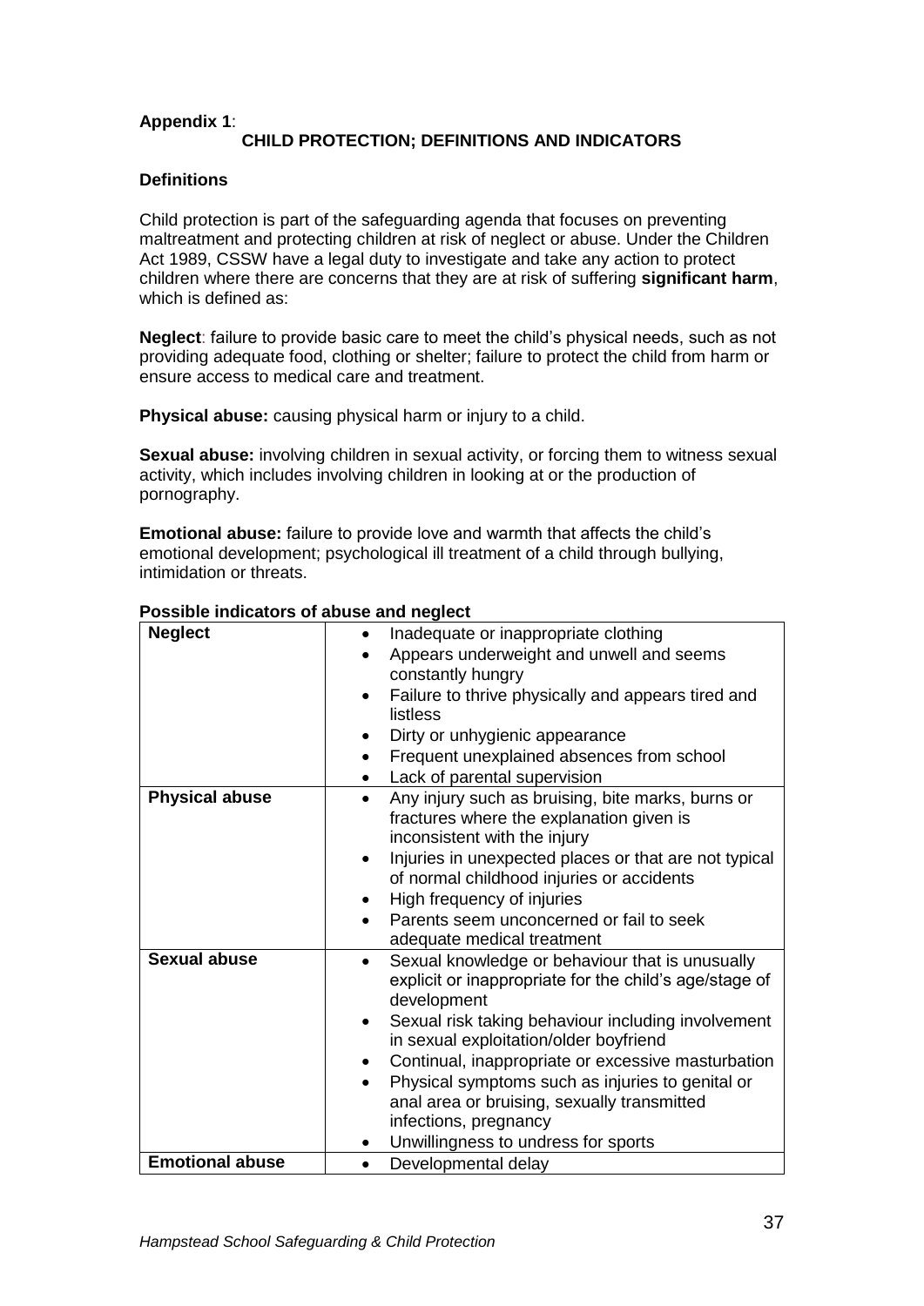**Appendix 1**:

## CHILD PROTECTION; DEFINITIONS AND INDICATORS

### Definitions

Child protection is part of the safeguarding agenda that focuses on preventing maltreatment and protecting children at risk of neglect or abuse. Under the Children Act 1989, CSSW have a legal duty to investigate and take any action to protect children where there are concerns that they are at risk of suffering **significant harm**, which is defined as:

**Neglect**: failure to provide basic care to meet the child's physical needs, such as not providing adequate food, clothing or shelter; failure to protect the child from harm or ensure access to medical care and treatment.

**Physical abuse:** causing physical harm or injury to a child.

**Sexual abuse:** involving children in sexual activity, or forcing them to witness sexual activity, which includes involving children in looking at or the production of pornography.

**Emotional abuse:** failure to provide love and warmth that affects the child's emotional development; psychological ill treatment of a child through bullying, intimidation or threats.

**Possible indicators of abuse and neglect**

| | |
|---|---|
| **Neglect** | • Inadequate or inappropriate clothing<br>• Appears underweight and unwell and seems constantly hungry<br>• Failure to thrive physically and appears tired and listless<br>• Dirty or unhygienic appearance<br>• Frequent unexplained absences from school<br>• Lack of parental supervision |
| **Physical abuse** | • Any injury such as bruising, bite marks, burns or fractures where the explanation given is inconsistent with the injury<br>• Injuries in unexpected places or that are not typical of normal childhood injuries or accidents<br>• High frequency of injuries<br>• Parents seem unconcerned or fail to seek adequate medical treatment |
| **Sexual abuse** | • Sexual knowledge or behaviour that is unusually explicit or inappropriate for the child's age/stage of development<br>• Sexual risk taking behaviour including involvement in sexual exploitation/older boyfriend<br>• Continual, inappropriate or excessive masturbation<br>• Physical symptoms such as injuries to genital or anal area or bruising, sexually transmitted infections, pregnancy<br>• Unwillingness to undress for sports |
| **Emotional abuse** | • Developmental delay |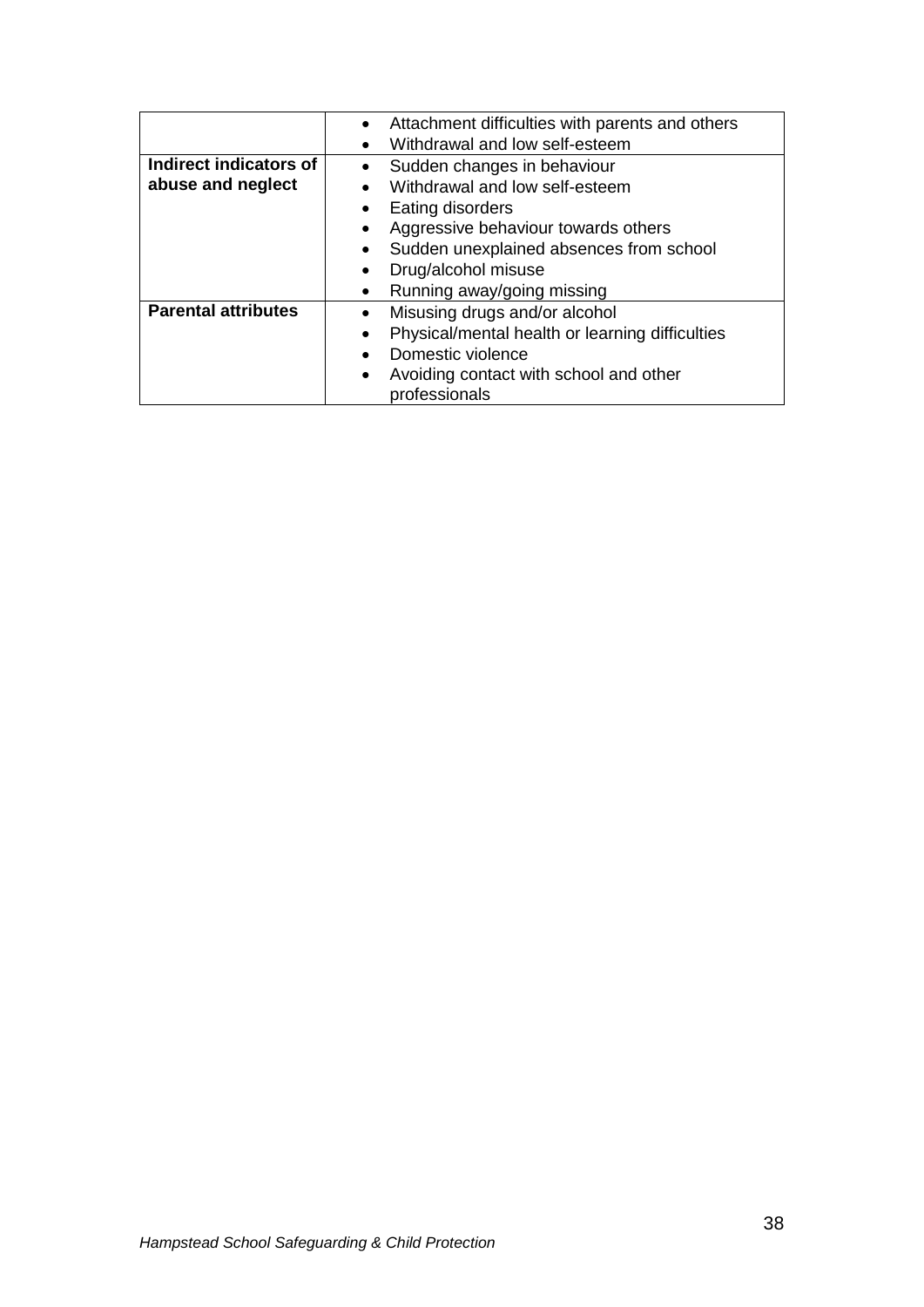| | |
|---|---|
| | • Attachment difficulties with parents and others<br>• Withdrawal and low self-esteem |
| **Indirect indicators of abuse and neglect** | • Sudden changes in behaviour<br>• Withdrawal and low self-esteem<br>• Eating disorders<br>• Aggressive behaviour towards others<br>• Sudden unexplained absences from school<br>• Drug/alcohol misuse<br>• Running away/going missing |
| **Parental attributes** | • Misusing drugs and/or alcohol<br>• Physical/mental health or learning difficulties<br>• Domestic violence<br>• Avoiding contact with school and other professionals |